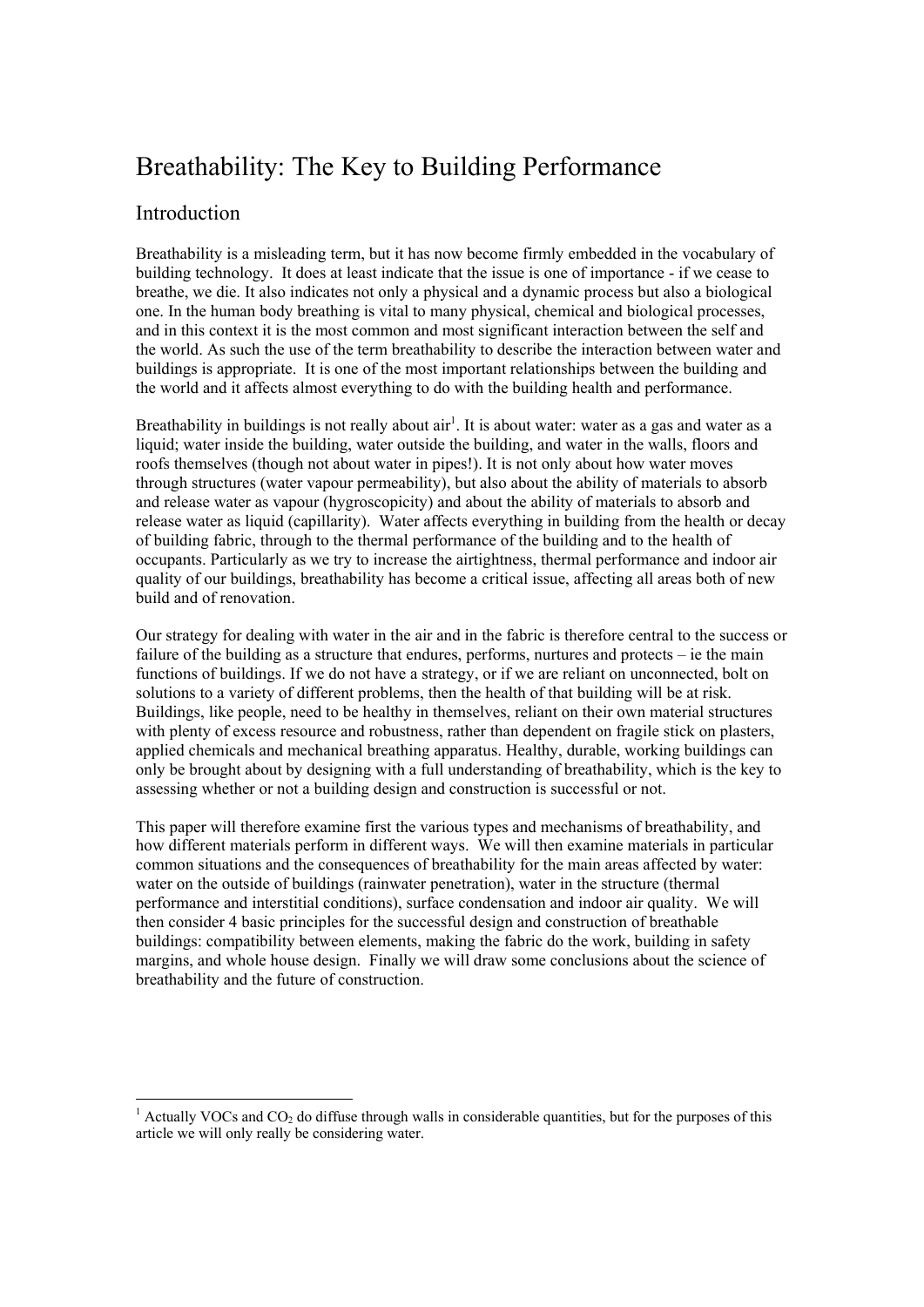# Breathability: The Key to Building Performance

## Introduction

Breathability is a misleading term, but it has now become firmly embedded in the vocabulary of building technology. It does at least indicate that the issue is one of importance - if we cease to breathe, we die. It also indicates not only a physical and a dynamic process but also a biological one. In the human body breathing is vital to many physical, chemical and biological processes, and in this context it is the most common and most significant interaction between the self and the world. As such the use of the term breathability to describe the interaction between water and buildings is appropriate. It is one of the most important relationships between the building and the world and it affects almost everything to do with the building health and performance.

Breathability in buildings is not really about air[1]. It is about water: water as a gas and water as a liquid; water inside the building, water outside the building, and water in the walls, floors and roofs themselves (though not about water in pipes!). It is not only about how water moves through structures (water vapour permeability), but also about the ability of materials to absorb and release water as vapour (hygroscopicity) and about the ability of materials to absorb and release water as liquid (capillarity). Water affects everything in building from the health or decay of building fabric, through to the thermal performance of the building and to the health of occupants. Particularly as we try to increase the airtightness, thermal performance and indoor air quality of our buildings, breathability has become a critical issue, affecting all areas both of new build and of renovation.

Our strategy for dealing with water in the air and in the fabric is therefore central to the success or failure of the building as a structure that endures, performs, nurtures and protects – ie the main functions of buildings. If we do not have a strategy, or if we are reliant on unconnected, bolt on solutions to a variety of different problems, then the health of that building will be at risk. Buildings, like people, need to be healthy in themselves, reliant on their own material structures with plenty of excess resource and robustness, rather than dependent on fragile stick on plasters, applied chemicals and mechanical breathing apparatus. Healthy, durable, working buildings can only be brought about by designing with a full understanding of breathability, which is the key to assessing whether or not a building design and construction is successful or not.

This paper will therefore examine first the various types and mechanisms of breathability, and how different materials perform in different ways. We will then examine materials in particular common situations and the consequences of breathability for the main areas affected by water: water on the outside of buildings (rainwater penetration), water in the structure (thermal performance and interstitial conditions), surface condensation and indoor air quality. We will then consider 4 basic principles for the successful design and construction of breathable buildings: compatibility between elements, making the fabric do the work, building in safety margins, and whole house design. Finally we will draw some conclusions about the science of breathability and the future of construction.

---

[1] Actually VOCs and $CO_2$ do diffuse through walls in considerable quantities, but for the purposes of this article we will only really be considering water.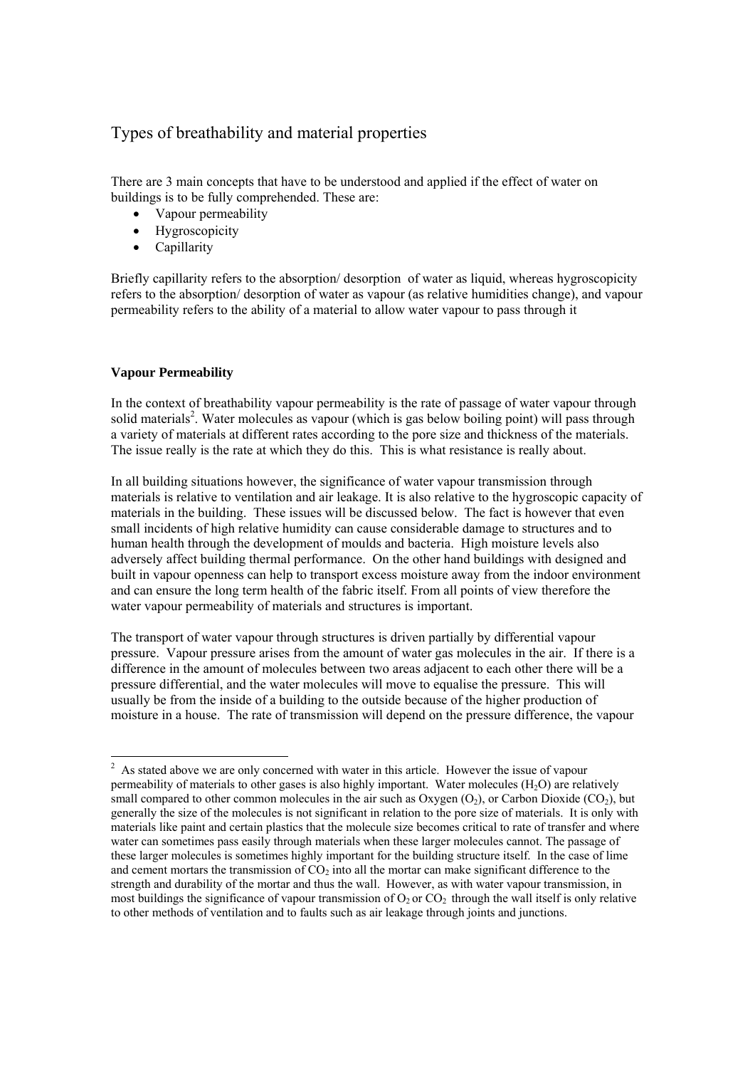## Types of breathability and material properties

There are 3 main concepts that have to be understood and applied if the effect of water on buildings is to be fully comprehended. These are:

- Vapour permeability
- Hygroscopicity
- Capillarity

Briefly capillarity refers to the absorption/ desorption of water as liquid, whereas hygroscopicity refers to the absorption/ desorption of water as vapour (as relative humidities change), and vapour permeability refers to the ability of a material to allow water vapour to pass through it

### Vapour Permeability

In the context of breathability vapour permeability is the rate of passage of water vapour through solid materials[2]. Water molecules as vapour (which is gas below boiling point) will pass through a variety of materials at different rates according to the pore size and thickness of the materials. The issue really is the rate at which they do this. This is what resistance is really about.

In all building situations however, the significance of water vapour transmission through materials is relative to ventilation and air leakage. It is also relative to the hygroscopic capacity of materials in the building. These issues will be discussed below. The fact is however that even small incidents of high relative humidity can cause considerable damage to structures and to human health through the development of moulds and bacteria. High moisture levels also adversely affect building thermal performance. On the other hand buildings with designed and built in vapour openness can help to transport excess moisture away from the indoor environment and can ensure the long term health of the fabric itself. From all points of view therefore the water vapour permeability of materials and structures is important.

The transport of water vapour through structures is driven partially by differential vapour pressure. Vapour pressure arises from the amount of water gas molecules in the air. If there is a difference in the amount of molecules between two areas adjacent to each other there will be a pressure differential, and the water molecules will move to equalise the pressure. This will usually be from the inside of a building to the outside because of the higher production of moisture in a house. The rate of transmission will depend on the pressure difference, the vapour

---

[2] As stated above we are only concerned with water in this article. However the issue of vapour permeability of materials to other gases is also highly important. Water molecules ($H_2O$) are relatively small compared to other common molecules in the air such as Oxygen ($O_2$), or Carbon Dioxide ($CO_2$), but generally the size of the molecules is not significant in relation to the pore size of materials. It is only with materials like paint and certain plastics that the molecule size becomes critical to rate of transfer and where water can sometimes pass easily through materials when these larger molecules cannot. The passage of these larger molecules is sometimes highly important for the building structure itself. In the case of lime and cement mortars the transmission of $CO_2$ into all the mortar can make significant difference to the strength and durability of the mortar and thus the wall. However, as with water vapour transmission, in most buildings the significance of vapour transmission of $O_2$ or $CO_2$ through the wall itself is only relative to other methods of ventilation and to faults such as air leakage through joints and junctions.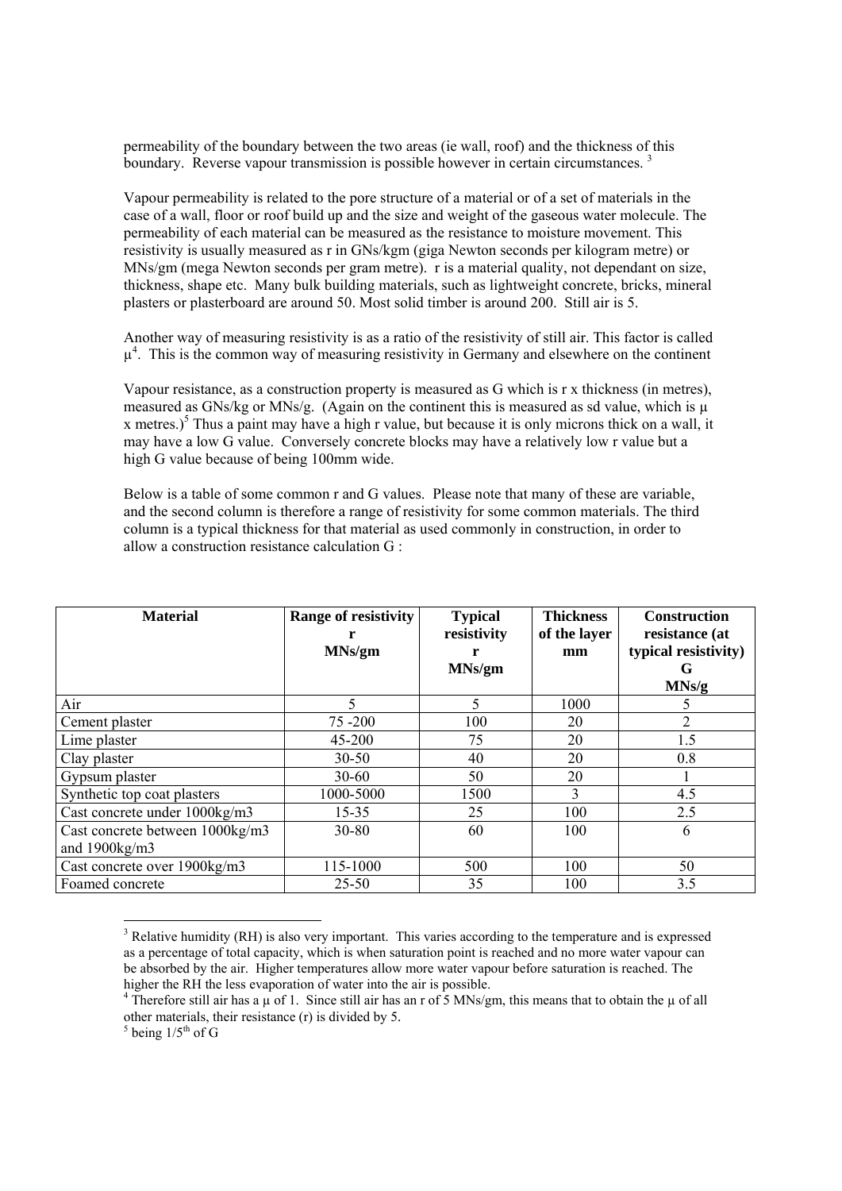permeability of the boundary between the two areas (ie wall, roof) and the thickness of this boundary. Reverse vapour transmission is possible however in certain circumstances. [3]

Vapour permeability is related to the pore structure of a material or of a set of materials in the case of a wall, floor or roof build up and the size and weight of the gaseous water molecule. The permeability of each material can be measured as the resistance to moisture movement. This resistivity is usually measured as r in GNs/kgm (giga Newton seconds per kilogram metre) or MNs/gm (mega Newton seconds per gram metre). r is a material quality, not dependant on size, thickness, shape etc. Many bulk building materials, such as lightweight concrete, bricks, mineral plasters or plasterboard are around 50. Most solid timber is around 200. Still air is 5.

Another way of measuring resistivity is as a ratio of the resistivity of still air. This factor is called $\mu$[4]. This is the common way of measuring resistivity in Germany and elsewhere on the continent

Vapour resistance, as a construction property is measured as G which is r x thickness (in metres), measured as GNs/kg or MNs/g. (Again on the continent this is measured as sd value, which is $\mu$ x metres.)[5] Thus a paint may have a high r value, but because it is only microns thick on a wall, it may have a low G value. Conversely concrete blocks may have a relatively low r value but a high G value because of being 100mm wide.

Below is a table of some common r and G values. Please note that many of these are variable, and the second column is therefore a range of resistivity for some common materials. The third column is a typical thickness for that material as used commonly in construction, in order to allow a construction resistance calculation G :

| Material | Range of resistivity r MNs/gm | Typical resistivity r MNs/gm | Thickness of the layer mm | Construction resistance (at typical resistivity) G MNs/g |
|---|---|---|---|---|
| Air | 5 | 5 | 1000 | 5 |
| Cement plaster | 75 -200 | 100 | 20 | 2 |
| Lime plaster | 45-200 | 75 | 20 | 1.5 |
| Clay plaster | 30-50 | 40 | 20 | 0.8 |
| Gypsum plaster | 30-60 | 50 | 20 | 1 |
| Synthetic top coat plasters | 1000-5000 | 1500 | 3 | 4.5 |
| Cast concrete under 1000kg/m3 | 15-35 | 25 | 100 | 2.5 |
| Cast concrete between 1000kg/m3 and 1900kg/m3 | 30-80 | 60 | 100 | 6 |
| Cast concrete over 1900kg/m3 | 115-1000 | 500 | 100 | 50 |
| Foamed concrete | 25-50 | 35 | 100 | 3.5 |

[3] Relative humidity (RH) is also very important. This varies according to the temperature and is expressed as a percentage of total capacity, which is when saturation point is reached and no more water vapour can be absorbed by the air. Higher temperatures allow more water vapour before saturation is reached. The higher the RH the less evaporation of water into the air is possible.

[4] Therefore still air has a $\mu$ of 1. Since still air has an r of 5 MNs/gm, this means that to obtain the $\mu$ of all other materials, their resistance (r) is divided by 5.

[5] being 1/5$^{th}$ of G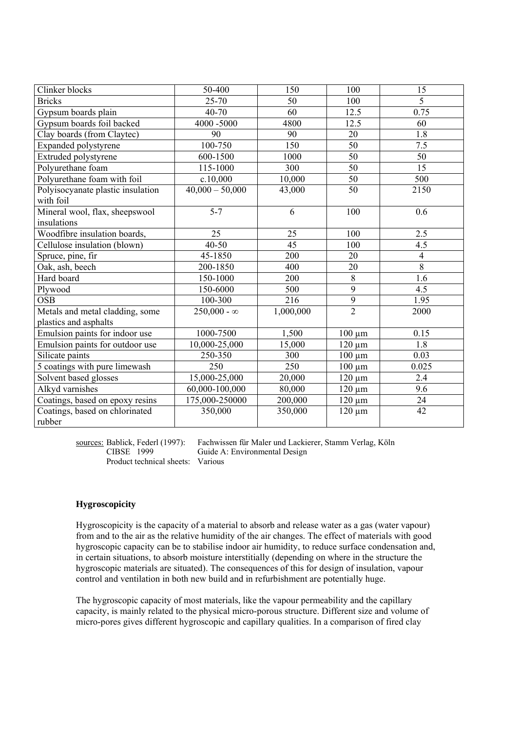| | | | | |
|---|---|---|---|---|
| Clinker blocks | 50-400 | 150 | 100 | 15 |
| Bricks | 25-70 | 50 | 100 | 5 |
| Gypsum boards plain | 40-70 | 60 | 12.5 | 0.75 |
| Gypsum boards foil backed | 4000 -5000 | 4800 | 12.5 | 60 |
| Clay boards (from Claytec) | 90 | 90 | 20 | 1.8 |
| Expanded polystyrene | 100-750 | 150 | 50 | 7.5 |
| Extruded polystyrene | 600-1500 | 1000 | 50 | 50 |
| Polyurethane foam | 115-1000 | 300 | 50 | 15 |
| Polyurethane foam with foil | c.10,000 | 10,000 | 50 | 500 |
| Polyisocyanate plastic insulation with foil | 40,000 – 50,000 | 43,000 | 50 | 2150 |
| Mineral wool, flax, sheepswool insulations | 5-7 | 6 | 100 | 0.6 |
| Woodfibre insulation boards, | 25 | 25 | 100 | 2.5 |
| Cellulose insulation (blown) | 40-50 | 45 | 100 | 4.5 |
| Spruce, pine, fir | 45-1850 | 200 | 20 | 4 |
| Oak, ash, beech | 200-1850 | 400 | 20 | 8 |
| Hard board | 150-1000 | 200 | 8 | 1.6 |
| Plywood | 150-6000 | 500 | 9 | 4.5 |
| OSB | 100-300 | 216 | 9 | 1.95 |
| Metals and metal cladding, some plastics and asphalts | 250,000 - ∞ | 1,000,000 | 2 | 2000 |
| Emulsion paints for indoor use | 1000-7500 | 1,500 | 100 μm | 0.15 |
| Emulsion paints for outdoor use | 10,000-25,000 | 15,000 | 120 μm | 1.8 |
| Silicate paints | 250-350 | 300 | 100 μm | 0.03 |
| 5 coatings with pure limewash | 250 | 250 | 100 μm | 0.025 |
| Solvent based glosses | 15,000-25,000 | 20,000 | 120 μm | 2.4 |
| Alkyd varnishes | 60,000-100,000 | 80,000 | 120 μm | 9.6 |
| Coatings, based on epoxy resins | 175,000-250000 | 200,000 | 120 μm | 24 |
| Coatings, based on chlorinated rubber | 350,000 | 350,000 | 120 μm | 42 |

<u>sources:</u> Bablick, Federl (1997): Fachwissen für Maler und Lackierer, Stamm Verlag, Köln
CIBSE 1999 Guide A: Environmental Design
Product technical sheets: Various

### Hygroscopicity

Hygroscopicity is the capacity of a material to absorb and release water as a gas (water vapour) from and to the air as the relative humidity of the air changes. The effect of materials with good hygroscopic capacity can be to stabilise indoor air humidity, to reduce surface condensation and, in certain situations, to absorb moisture interstitially (depending on where in the structure the hygroscopic materials are situated). The consequences of this for design of insulation, vapour control and ventilation in both new build and in refurbishment are potentially huge.

The hygroscopic capacity of most materials, like the vapour permeability and the capillary capacity, is mainly related to the physical micro-porous structure. Different size and volume of micro-pores gives different hygroscopic and capillary qualities. In a comparison of fired clay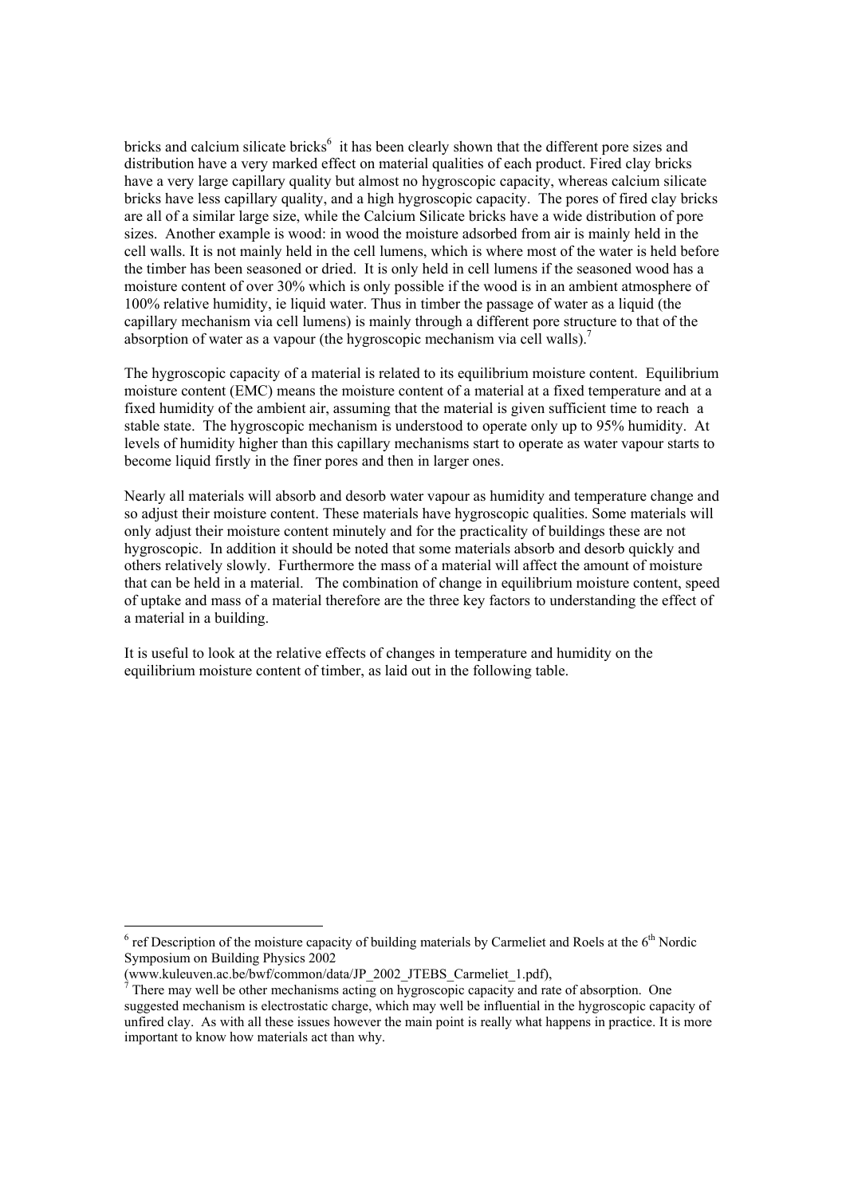bricks and calcium silicate bricks[6] it has been clearly shown that the different pore sizes and distribution have a very marked effect on material qualities of each product. Fired clay bricks have a very large capillary quality but almost no hygroscopic capacity, whereas calcium silicate bricks have less capillary quality, and a high hygroscopic capacity. The pores of fired clay bricks are all of a similar large size, while the Calcium Silicate bricks have a wide distribution of pore sizes. Another example is wood: in wood the moisture adsorbed from air is mainly held in the cell walls. It is not mainly held in the cell lumens, which is where most of the water is held before the timber has been seasoned or dried. It is only held in cell lumens if the seasoned wood has a moisture content of over 30% which is only possible if the wood is in an ambient atmosphere of 100% relative humidity, ie liquid water. Thus in timber the passage of water as a liquid (the capillary mechanism via cell lumens) is mainly through a different pore structure to that of the absorption of water as a vapour (the hygroscopic mechanism via cell walls).[7]

The hygroscopic capacity of a material is related to its equilibrium moisture content. Equilibrium moisture content (EMC) means the moisture content of a material at a fixed temperature and at a fixed humidity of the ambient air, assuming that the material is given sufficient time to reach a stable state. The hygroscopic mechanism is understood to operate only up to 95% humidity. At levels of humidity higher than this capillary mechanisms start to operate as water vapour starts to become liquid firstly in the finer pores and then in larger ones.

Nearly all materials will absorb and desorb water vapour as humidity and temperature change and so adjust their moisture content. These materials have hygroscopic qualities. Some materials will only adjust their moisture content minutely and for the practicality of buildings these are not hygroscopic. In addition it should be noted that some materials absorb and desorb quickly and others relatively slowly. Furthermore the mass of a material will affect the amount of moisture that can be held in a material. The combination of change in equilibrium moisture content, speed of uptake and mass of a material therefore are the three key factors to understanding the effect of a material in a building.

It is useful to look at the relative effects of changes in temperature and humidity on the equilibrium moisture content of timber, as laid out in the following table.

---

[6] ref Description of the moisture capacity of building materials by Carmeliet and Roels at the 6th Nordic Symposium on Building Physics 2002 (www.kuleuven.ac.be/bwf/common/data/JP_2002_JTEBS_Carmeliet_1.pdf),

[7] There may well be other mechanisms acting on hygroscopic capacity and rate of absorption. One suggested mechanism is electrostatic charge, which may well be influential in the hygroscopic capacity of unfired clay. As with all these issues however the main point is really what happens in practice. It is more important to know how materials act than why.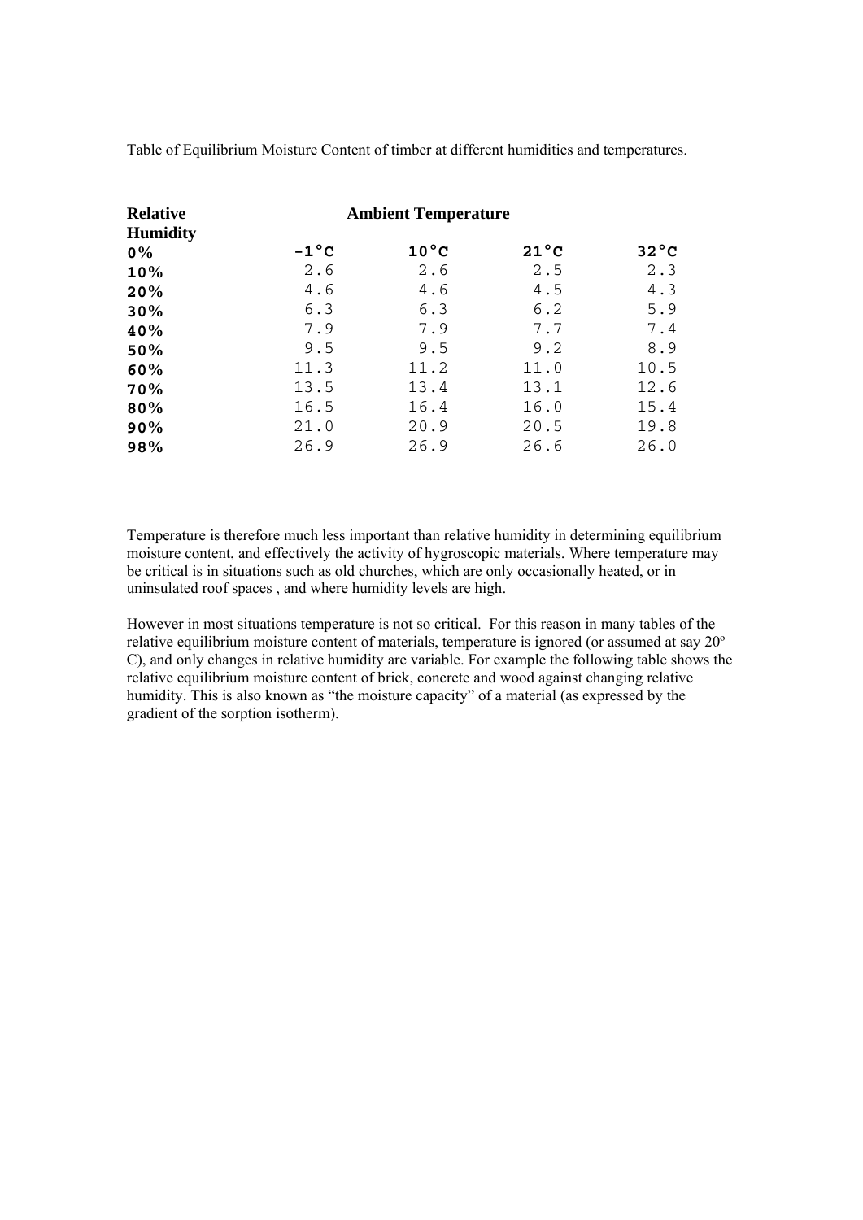Table of Equilibrium Moisture Content of timber at different humidities and temperatures.

| **Relative Humidity** | **Ambient Temperature** | | | |
|---|---|---|---|---|
| **0%** | **-1°C** | **10°C** | **21°C** | **32°C** |
| **10%** | 2.6 | 2.6 | 2.5 | 2.3 |
| **20%** | 4.6 | 4.6 | 4.5 | 4.3 |
| **30%** | 6.3 | 6.3 | 6.2 | 5.9 |
| **40%** | 7.9 | 7.9 | 7.7 | 7.4 |
| **50%** | 9.5 | 9.5 | 9.2 | 8.9 |
| **60%** | 11.3 | 11.2 | 11.0 | 10.5 |
| **70%** | 13.5 | 13.4 | 13.1 | 12.6 |
| **80%** | 16.5 | 16.4 | 16.0 | 15.4 |
| **90%** | 21.0 | 20.9 | 20.5 | 19.8 |
| **98%** | 26.9 | 26.9 | 26.6 | 26.0 |

Temperature is therefore much less important than relative humidity in determining equilibrium moisture content, and effectively the activity of hygroscopic materials. Where temperature may be critical is in situations such as old churches, which are only occasionally heated, or in uninsulated roof spaces , and where humidity levels are high.

However in most situations temperature is not so critical. For this reason in many tables of the relative equilibrium moisture content of materials, temperature is ignored (or assumed at say 20º C), and only changes in relative humidity are variable. For example the following table shows the relative equilibrium moisture content of brick, concrete and wood against changing relative humidity. This is also known as "the moisture capacity" of a material (as expressed by the gradient of the sorption isotherm).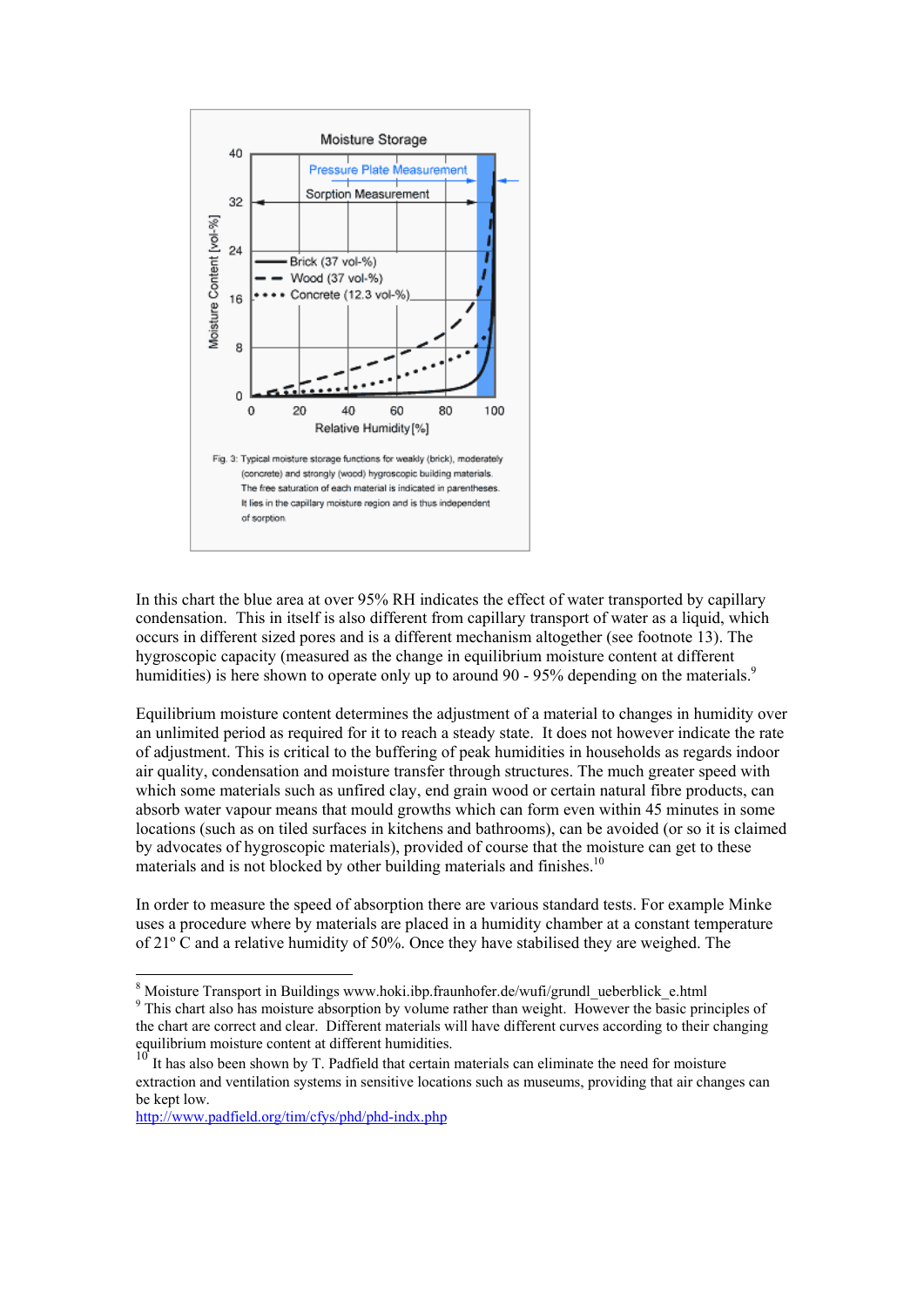Fig. 3: Typical moisture storage functions for weakly (brick), moderately (concrete) and strongly (wood) hygroscopic building materials. The free saturation of each material is indicated in parentheses. It lies in the capillary moisture region and is thus independent of sorption.

In this chart the blue area at over 95% RH indicates the effect of water transported by capillary condensation. This in itself is also different from capillary transport of water as a liquid, which occurs in different sized pores and is a different mechanism altogether (see footnote 13). The hygroscopic capacity (measured as the change in equilibrium moisture content at different humidities) is here shown to operate only up to around 90 - 95% depending on the materials.[9]

Equilibrium moisture content determines the adjustment of a material to changes in humidity over an unlimited period as required for it to reach a steady state. It does not however indicate the rate of adjustment. This is critical to the buffering of peak humidities in households as regards indoor air quality, condensation and moisture transfer through structures. The much greater speed with which some materials such as unfired clay, end grain wood or certain natural fibre products, can absorb water vapour means that mould growths which can form even within 45 minutes in some locations (such as on tiled surfaces in kitchens and bathrooms), can be avoided (or so it is claimed by advocates of hygroscopic materials), provided of course that the moisture can get to these materials and is not blocked by other building materials and finishes.[10]

In order to measure the speed of absorption there are various standard tests. For example Minke uses a procedure where by materials are placed in a humidity chamber at a constant temperature of 21° C and a relative humidity of 50%. Once they have stabilised they are weighed. The

---

[8] Moisture Transport in Buildings www.hoki.ibp.fraunhofer.de/wufi/grundl_ueberblick_e.html

[9] This chart also has moisture absorption by volume rather than weight. However the basic principles of the chart are correct and clear. Different materials will have different curves according to their changing equilibrium moisture content at different humidities.

[10] It has also been shown by T. Padfield that certain materials can eliminate the need for moisture extraction and ventilation systems in sensitive locations such as museums, providing that air changes can be kept low.
http://www.padfield.org/tim/cfys/phd/phd-indx.php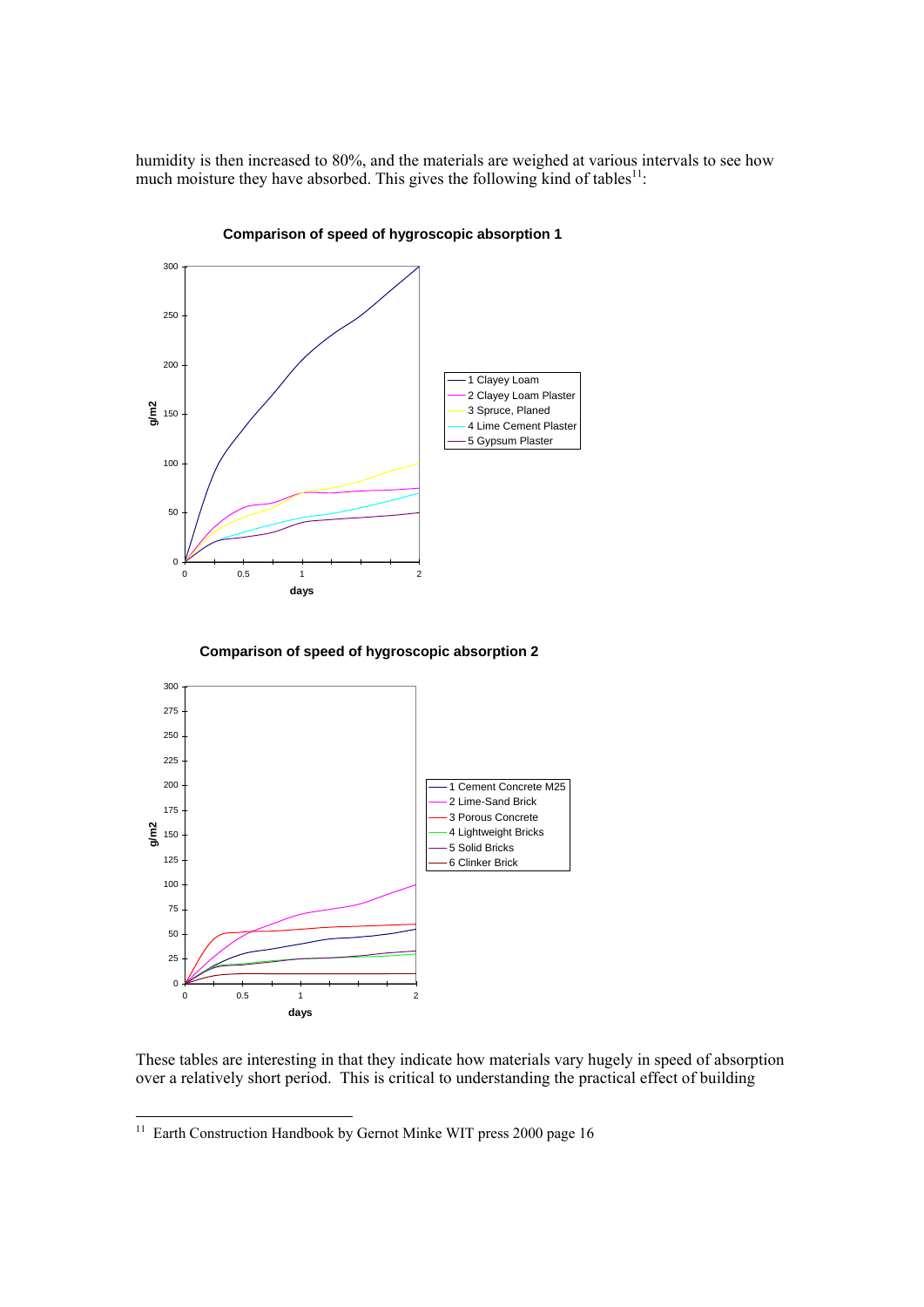humidity is then increased to 80%, and the materials are weighed at various intervals to see how much moisture they have absorbed. This gives the following kind of tables[11]:

**Comparison of speed of hygroscopic absorption 1**

1 Clayey Loam
2 Clayey Loam Plaster
3 Spruce, Planed
4 Lime Cement Plaster
5 Gypsum Plaster

**Comparison of speed of hygroscopic absorption 2**

1 Cement Concrete M25
2 Lime-Sand Brick
3 Porous Concrete
4 Lightweight Bricks
5 Solid Bricks
6 Clinker Brick

These tables are interesting in that they indicate how materials vary hugely in speed of absorption over a relatively short period. This is critical to understanding the practical effect of building

[11] Earth Construction Handbook by Gernot Minke WIT press 2000 page 16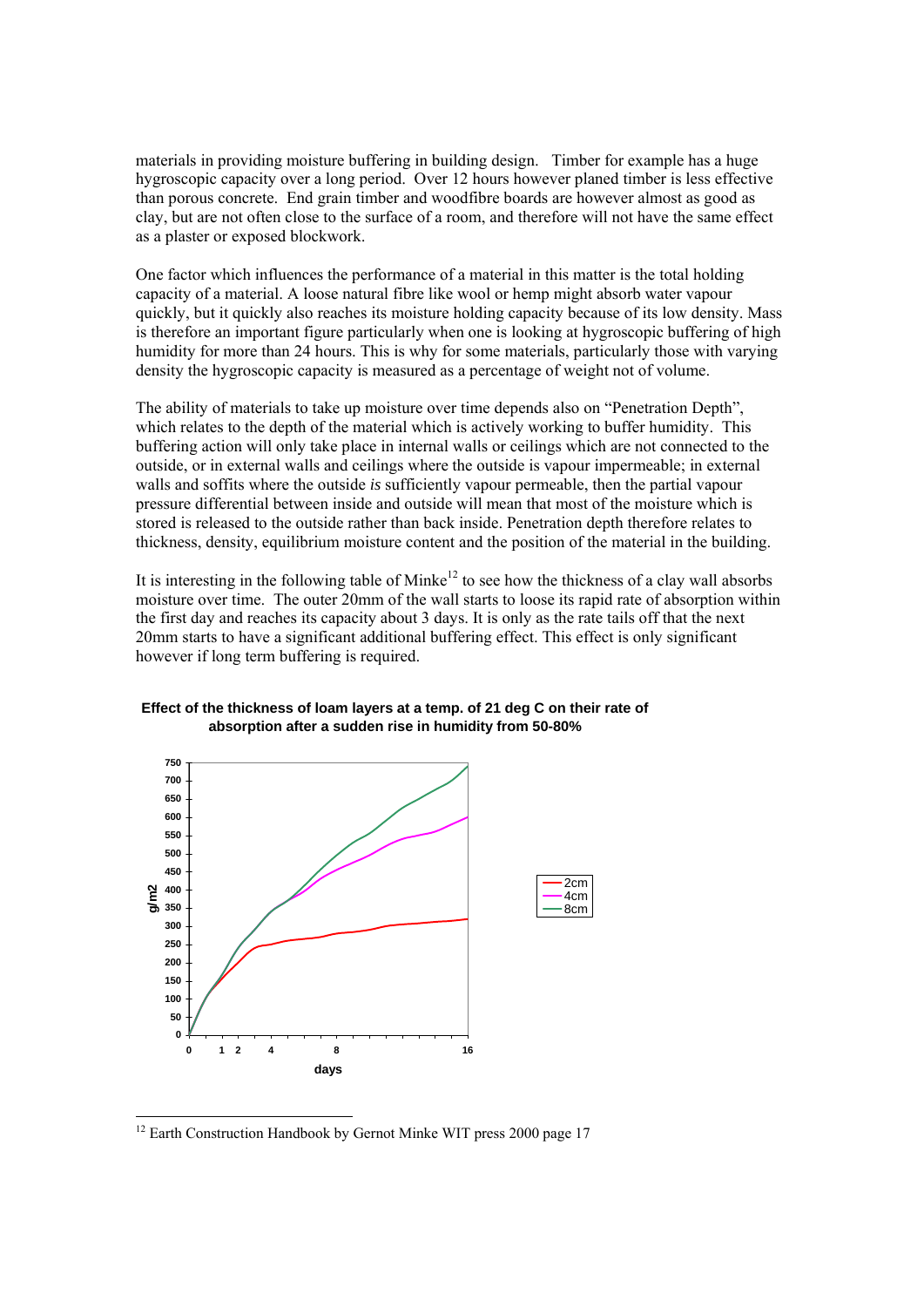materials in providing moisture buffering in building design. Timber for example has a huge hygroscopic capacity over a long period. Over 12 hours however planed timber is less effective than porous concrete. End grain timber and woodfibre boards are however almost as good as clay, but are not often close to the surface of a room, and therefore will not have the same effect as a plaster or exposed blockwork.

One factor which influences the performance of a material in this matter is the total holding capacity of a material. A loose natural fibre like wool or hemp might absorb water vapour quickly, but it quickly also reaches its moisture holding capacity because of its low density. Mass is therefore an important figure particularly when one is looking at hygroscopic buffering of high humidity for more than 24 hours. This is why for some materials, particularly those with varying density the hygroscopic capacity is measured as a percentage of weight not of volume.

The ability of materials to take up moisture over time depends also on "Penetration Depth", which relates to the depth of the material which is actively working to buffer humidity. This buffering action will only take place in internal walls or ceilings which are not connected to the outside, or in external walls and ceilings where the outside is vapour impermeable; in external walls and soffits where the outside *is* sufficiently vapour permeable, then the partial vapour pressure differential between inside and outside will mean that most of the moisture which is stored is released to the outside rather than back inside. Penetration depth therefore relates to thickness, density, equilibrium moisture content and the position of the material in the building.

It is interesting in the following table of Minke[12] to see how the thickness of a clay wall absorbs moisture over time. The outer 20mm of the wall starts to loose its rapid rate of absorption within the first day and reaches its capacity about 3 days. It is only as the rate tails off that the next 20mm starts to have a significant additional buffering effect. This effect is only significant however if long term buffering is required.

**Effect of the thickness of loam layers at a temp. of 21 deg C on their rate of absorption after a sudden rise in humidity from 50-80%**

[12] Earth Construction Handbook by Gernot Minke WIT press 2000 page 17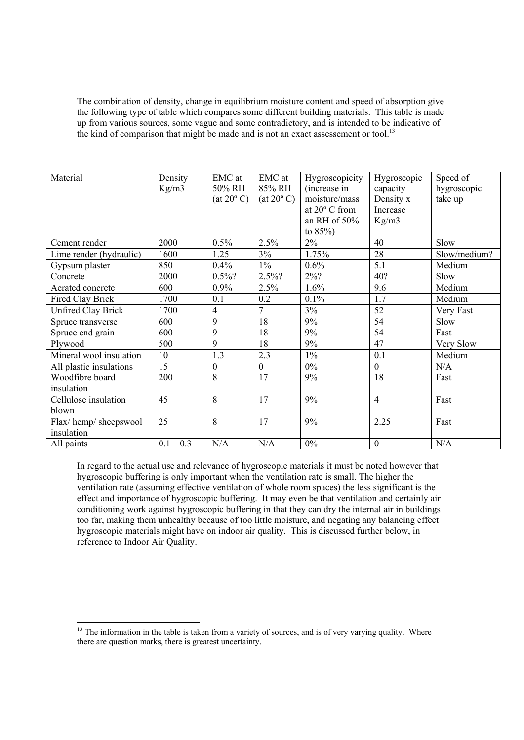The combination of density, change in equilibrium moisture content and speed of absorption give the following type of table which compares some different building materials. This table is made up from various sources, some vague and some contradictory, and is intended to be indicative of the kind of comparison that might be made and is not an exact assessement or tool.[13]

| Material | Density Kg/m3 | EMC at 50% RH (at 20º C) | EMC at 85% RH (at 20º C) | Hygroscopicity (increase in moisture/mass at 20º C from an RH of 50% to 85%) | Hygroscopic capacity Density x Increase Kg/m3 | Speed of hygroscopic take up |
|---|---|---|---|---|---|---|
| Cement render | 2000 | 0.5% | 2.5% | 2% | 40 | Slow |
| Lime render (hydraulic) | 1600 | 1.25 | 3% | 1.75% | 28 | Slow/medium? |
| Gypsum plaster | 850 | 0.4% | 1% | 0.6% | 5.1 | Medium |
| Concrete | 2000 | 0.5%? | 2.5%? | 2%? | 40? | Slow |
| Aerated concrete | 600 | 0.9% | 2.5% | 1.6% | 9.6 | Medium |
| Fired Clay Brick | 1700 | 0.1 | 0.2 | 0.1% | 1.7 | Medium |
| Unfired Clay Brick | 1700 | 4 | 7 | 3% | 52 | Very Fast |
| Spruce transverse | 600 | 9 | 18 | 9% | 54 | Slow |
| Spruce end grain | 600 | 9 | 18 | 9% | 54 | Fast |
| Plywood | 500 | 9 | 18 | 9% | 47 | Very Slow |
| Mineral wool insulation | 10 | 1.3 | 2.3 | 1% | 0.1 | Medium |
| All plastic insulations | 15 | 0 | 0 | 0% | 0 | N/A |
| Woodfibre board insulation | 200 | 8 | 17 | 9% | 18 | Fast |
| Cellulose insulation blown | 45 | 8 | 17 | 9% | 4 | Fast |
| Flax/ hemp/ sheepswool insulation | 25 | 8 | 17 | 9% | 2.25 | Fast |
| All paints | 0.1 – 0.3 | N/A | N/A | 0% | 0 | N/A |

In regard to the actual use and relevance of hygroscopic materials it must be noted however that hygroscopic buffering is only important when the ventilation rate is small. The higher the ventilation rate (assuming effective ventilation of whole room spaces) the less significant is the effect and importance of hygroscopic buffering. It may even be that ventilation and certainly air conditioning work against hygroscopic buffering in that they can dry the internal air in buildings too far, making them unhealthy because of too little moisture, and negating any balancing effect hygroscopic materials might have on indoor air quality. This is discussed further below, in reference to Indoor Air Quality.

[13] The information in the table is taken from a variety of sources, and is of very varying quality. Where there are question marks, there is greatest uncertainty.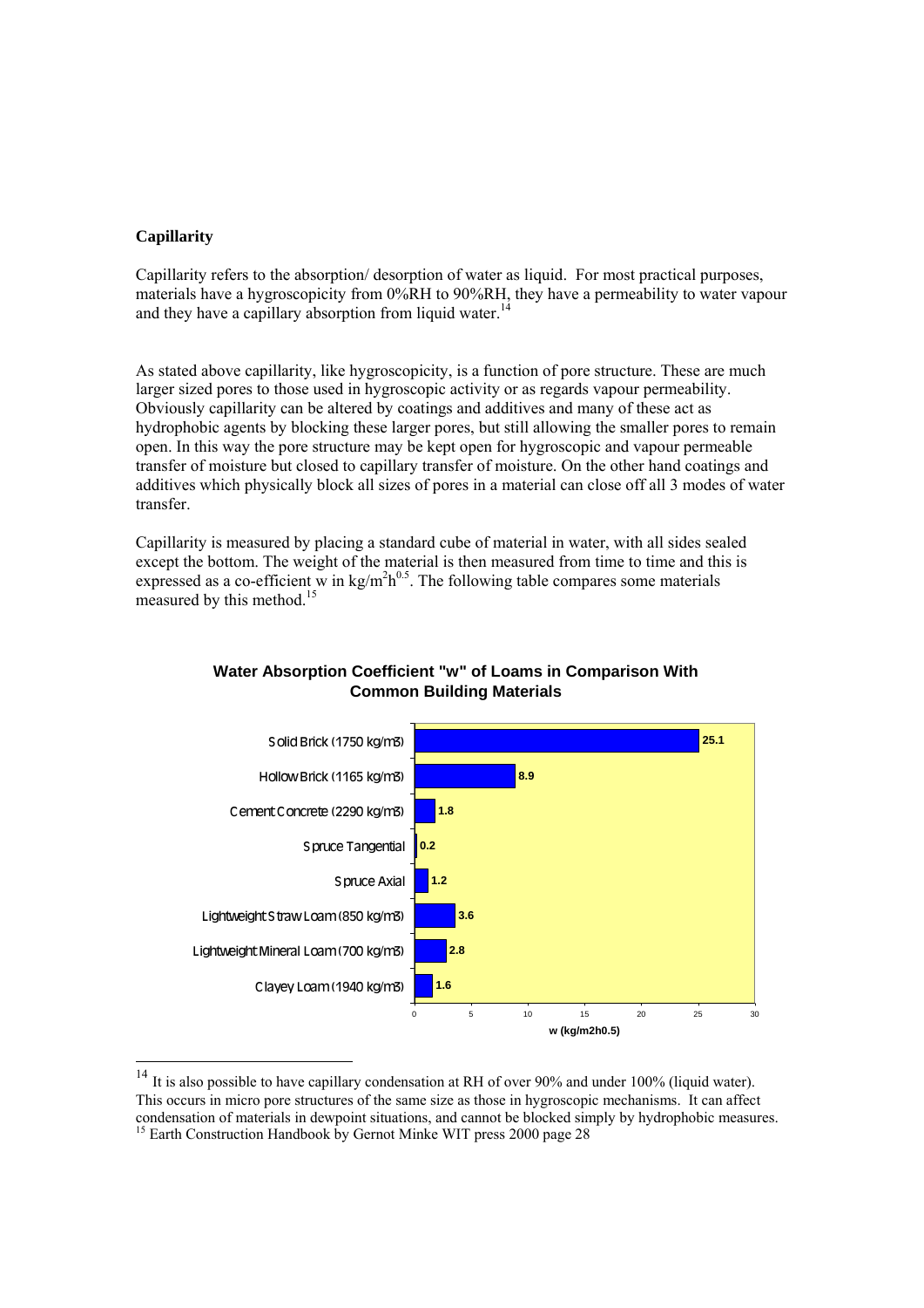**Capillarity**

Capillarity refers to the absorption/ desorption of water as liquid. For most practical purposes, materials have a hygroscopicity from 0%RH to 90%RH, they have a permeability to water vapour and they have a capillary absorption from liquid water.[14]

As stated above capillarity, like hygroscopicity, is a function of pore structure. These are much larger sized pores to those used in hygroscopic activity or as regards vapour permeability. Obviously capillarity can be altered by coatings and additives and many of these act as hydrophobic agents by blocking these larger pores, but still allowing the smaller pores to remain open. In this way the pore structure may be kept open for hygroscopic and vapour permeable transfer of moisture but closed to capillary transfer of moisture. On the other hand coatings and additives which physically block all sizes of pores in a material can close off all 3 modes of water transfer.

Capillarity is measured by placing a standard cube of material in water, with all sides sealed except the bottom. The weight of the material is then measured from time to time and this is expressed as a co-efficient w in $kg/m^2h^{0.5}$. The following table compares some materials measured by this method.[15]

**Water Absorption Coefficient "w" of Loams in Comparison With Common Building Materials**

| Material | w (kg/m2h0.5) |
|---|---|
| Solid Brick (1750 kg/m3) | 25.1 |
| Hollow Brick (1165 kg/m3) | 8.9 |
| Cement Concrete (2290 kg/m3) | 1.8 |
| Spruce Tangential | 0.2 |
| Spruce Axial | 1.2 |
| Lightweight Straw Loam (850 kg/m3) | 3.6 |
| Lightweight Mineral Loam (700 kg/m3) | 2.8 |
| Clayey Loam (1940 kg/m3) | 1.6 |

---

[14] It is also possible to have capillary condensation at RH of over 90% and under 100% (liquid water). This occurs in micro pore structures of the same size as those in hygroscopic mechanisms. It can affect condensation of materials in dewpoint situations, and cannot be blocked simply by hydrophobic measures.

[15] Earth Construction Handbook by Gernot Minke WIT press 2000 page 28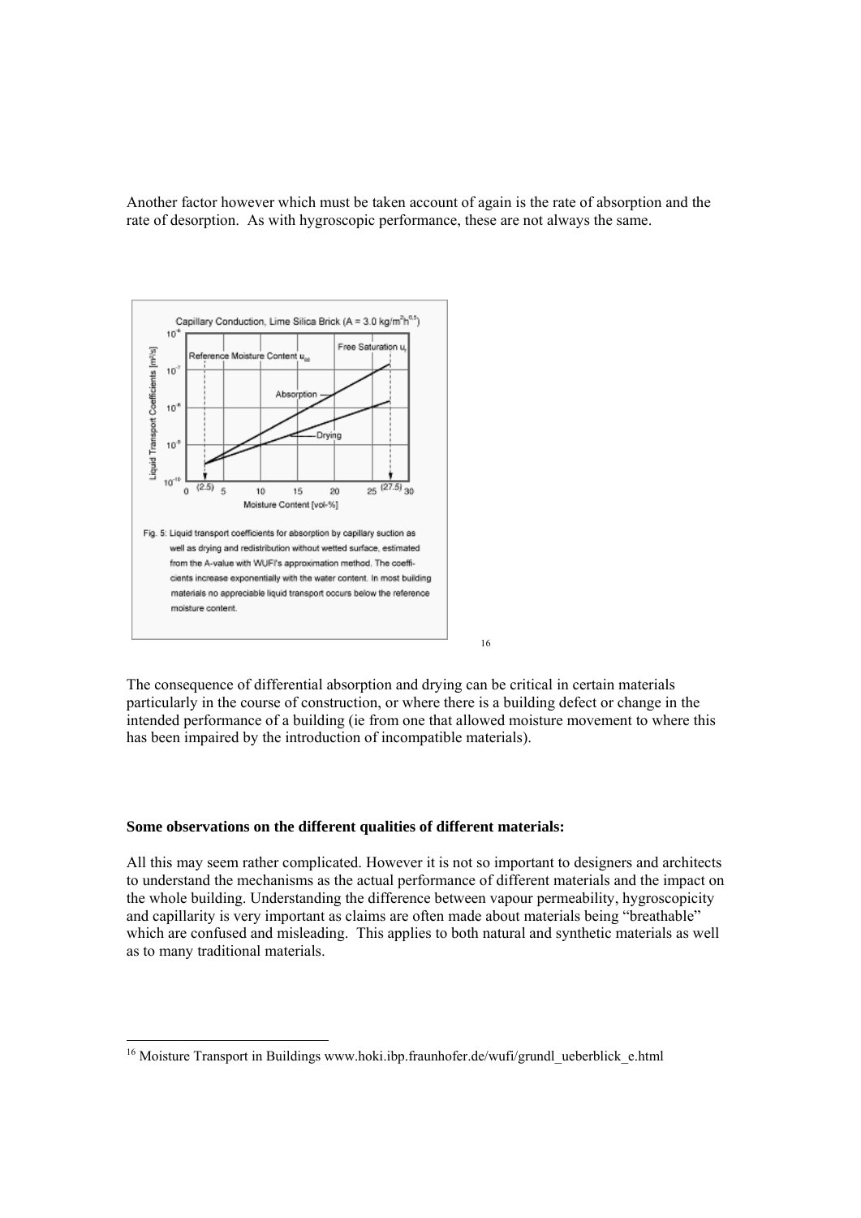Another factor however which must be taken account of again is the rate of absorption and the rate of desorption. As with hygroscopic performance, these are not always the same.

Fig. 5: Liquid transport coefficients for absorption by capillary suction as well as drying and redistribution without wetted surface, estimated from the A-value with WUFI's approximation method. The coefficients increase exponentially with the water content. In most building materials no appreciable liquid transport occurs below the reference moisture content.[16]

The consequence of differential absorption and drying can be critical in certain materials particularly in the course of construction, or where there is a building defect or change in the intended performance of a building (ie from one that allowed moisture movement to where this has been impaired by the introduction of incompatible materials).

**Some observations on the different qualities of different materials:**

All this may seem rather complicated. However it is not so important to designers and architects to understand the mechanisms as the actual performance of different materials and the impact on the whole building. Understanding the difference between vapour permeability, hygroscopicity and capillarity is very important as claims are often made about materials being "breathable" which are confused and misleading. This applies to both natural and synthetic materials as well as to many traditional materials.

[16] Moisture Transport in Buildings www.hoki.ibp.fraunhofer.de/wufi/grundl_ueberblick_e.html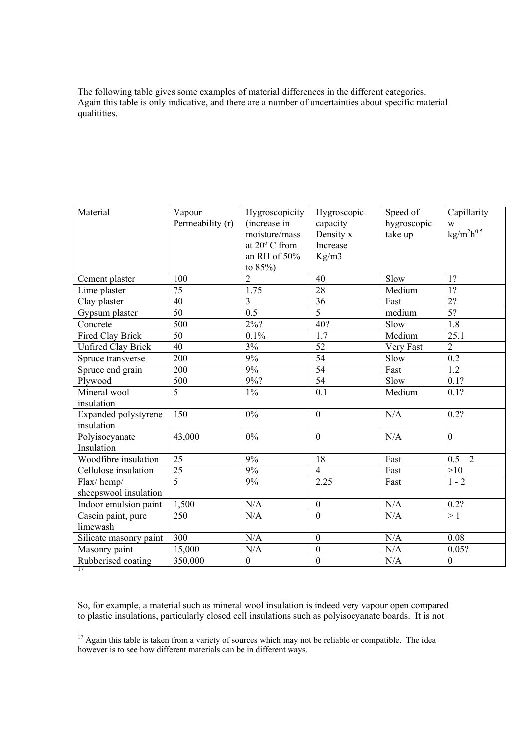The following table gives some examples of material differences in the different categories. Again this table is only indicative, and there are a number of uncertainties about specific material qualitities.

| Material | Vapour Permeability (r) | Hygroscopicity (increase in moisture/mass at 20º C from an RH of 50% to 85%) | Hygroscopic capacity Density x Increase Kg/m3 | Speed of hygroscopic take up | Capillarity w $kg/m^2h^{0.5}$ |
|---|---|---|---|---|---|
| Cement plaster | 100 | 2 | 40 | Slow | 1? |
| Lime plaster | 75 | 1.75 | 28 | Medium | 1? |
| Clay plaster | 40 | 3 | 36 | Fast | 2? |
| Gypsum plaster | 50 | 0.5 | 5 | medium | 5? |
| Concrete | 500 | 2%? | 40? | Slow | 1.8 |
| Fired Clay Brick | 50 | 0.1% | 1.7 | Medium | 25.1 |
| Unfired Clay Brick | 40 | 3% | 52 | Very Fast | 2 |
| Spruce transverse | 200 | 9% | 54 | Slow | 0.2 |
| Spruce end grain | 200 | 9% | 54 | Fast | 1.2 |
| Plywood | 500 | 9%? | 54 | Slow | 0.1? |
| Mineral wool insulation | 5 | 1% | 0.1 | Medium | 0.1? |
| Expanded polystyrene insulation | 150 | 0% | 0 | N/A | 0.2? |
| Polyisocyanate Insulation | 43,000 | 0% | 0 | N/A | 0 |
| Woodfibre insulation | 25 | 9% | 18 | Fast | 0.5 – 2 |
| Cellulose insulation | 25 | 9% | 4 | Fast | >10 |
| Flax/ hemp/ sheepswool insulation | 5 | 9% | 2.25 | Fast | 1 - 2 |
| Indoor emulsion paint | 1,500 | N/A | 0 | N/A | 0.2? |
| Casein paint, pure limewash | 250 | N/A | 0 | N/A | > 1 |
| Silicate masonry paint | 300 | N/A | 0 | N/A | 0.08 |
| Masonry paint | 15,000 | N/A | 0 | N/A | 0.05? |
| Rubberised coating | 350,000 | 0 | 0 | N/A | 0 |

[17]

So, for example, a material such as mineral wool insulation is indeed very vapour open compared to plastic insulations, particularly closed cell insulations such as polyisocyanate boards. It is not

[17] Again this table is taken from a variety of sources which may not be reliable or compatible. The idea however is to see how different materials can be in different ways.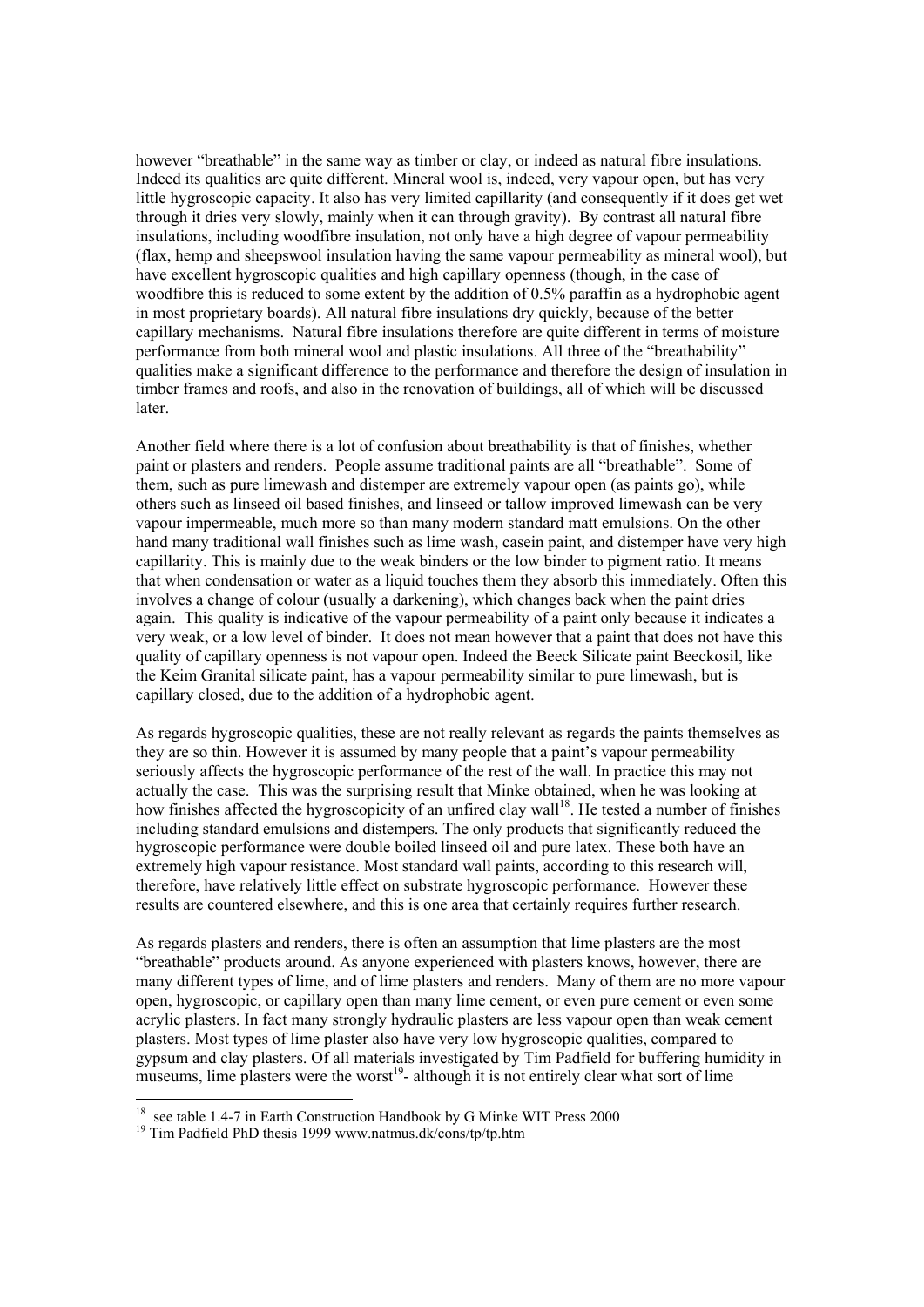however "breathable" in the same way as timber or clay, or indeed as natural fibre insulations. Indeed its qualities are quite different. Mineral wool is, indeed, very vapour open, but has very little hygroscopic capacity. It also has very limited capillarity (and consequently if it does get wet through it dries very slowly, mainly when it can through gravity). By contrast all natural fibre insulations, including woodfibre insulation, not only have a high degree of vapour permeability (flax, hemp and sheepswool insulation having the same vapour permeability as mineral wool), but have excellent hygroscopic qualities and high capillary openness (though, in the case of woodfibre this is reduced to some extent by the addition of 0.5% paraffin as a hydrophobic agent in most proprietary boards). All natural fibre insulations dry quickly, because of the better capillary mechanisms. Natural fibre insulations therefore are quite different in terms of moisture performance from both mineral wool and plastic insulations. All three of the "breathability" qualities make a significant difference to the performance and therefore the design of insulation in timber frames and roofs, and also in the renovation of buildings, all of which will be discussed later.

Another field where there is a lot of confusion about breathability is that of finishes, whether paint or plasters and renders. People assume traditional paints are all "breathable". Some of them, such as pure limewash and distemper are extremely vapour open (as paints go), while others such as linseed oil based finishes, and linseed or tallow improved limewash can be very vapour impermeable, much more so than many modern standard matt emulsions. On the other hand many traditional wall finishes such as lime wash, casein paint, and distemper have very high capillarity. This is mainly due to the weak binders or the low binder to pigment ratio. It means that when condensation or water as a liquid touches them they absorb this immediately. Often this involves a change of colour (usually a darkening), which changes back when the paint dries again. This quality is indicative of the vapour permeability of a paint only because it indicates a very weak, or a low level of binder. It does not mean however that a paint that does not have this quality of capillary openness is not vapour open. Indeed the Beeck Silicate paint Beeckosil, like the Keim Granital silicate paint, has a vapour permeability similar to pure limewash, but is capillary closed, due to the addition of a hydrophobic agent.

As regards hygroscopic qualities, these are not really relevant as regards the paints themselves as they are so thin. However it is assumed by many people that a paint's vapour permeability seriously affects the hygroscopic performance of the rest of the wall. In practice this may not actually the case. This was the surprising result that Minke obtained, when he was looking at how finishes affected the hygroscopicity of an unfired clay wall[18]. He tested a number of finishes including standard emulsions and distempers. The only products that significantly reduced the hygroscopic performance were double boiled linseed oil and pure latex. These both have an extremely high vapour resistance. Most standard wall paints, according to this research will, therefore, have relatively little effect on substrate hygroscopic performance. However these results are countered elsewhere, and this is one area that certainly requires further research.

As regards plasters and renders, there is often an assumption that lime plasters are the most "breathable" products around. As anyone experienced with plasters knows, however, there are many different types of lime, and of lime plasters and renders. Many of them are no more vapour open, hygroscopic, or capillary open than many lime cement, or even pure cement or even some acrylic plasters. In fact many strongly hydraulic plasters are less vapour open than weak cement plasters. Most types of lime plaster also have very low hygroscopic qualities, compared to gypsum and clay plasters. Of all materials investigated by Tim Padfield for buffering humidity in museums, lime plasters were the worst[19]- although it is not entirely clear what sort of lime

[18] see table 1.4-7 in Earth Construction Handbook by G Minke WIT Press 2000

[19] Tim Padfield PhD thesis 1999 www.natmus.dk/cons/tp/tp.htm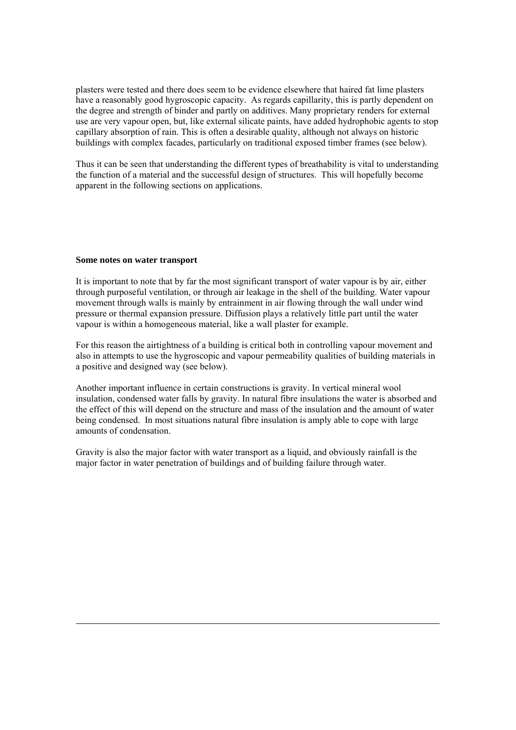plasters were tested and there does seem to be evidence elsewhere that haired fat lime plasters have a reasonably good hygroscopic capacity. As regards capillarity, this is partly dependent on the degree and strength of binder and partly on additives. Many proprietary renders for external use are very vapour open, but, like external silicate paints, have added hydrophobic agents to stop capillary absorption of rain. This is often a desirable quality, although not always on historic buildings with complex facades, particularly on traditional exposed timber frames (see below).

Thus it can be seen that understanding the different types of breathability is vital to understanding the function of a material and the successful design of structures. This will hopefully become apparent in the following sections on applications.

**Some notes on water transport**

It is important to note that by far the most significant transport of water vapour is by air, either through purposeful ventilation, or through air leakage in the shell of the building. Water vapour movement through walls is mainly by entrainment in air flowing through the wall under wind pressure or thermal expansion pressure. Diffusion plays a relatively little part until the water vapour is within a homogeneous material, like a wall plaster for example.

For this reason the airtightness of a building is critical both in controlling vapour movement and also in attempts to use the hygroscopic and vapour permeability qualities of building materials in a positive and designed way (see below).

Another important influence in certain constructions is gravity. In vertical mineral wool insulation, condensed water falls by gravity. In natural fibre insulations the water is absorbed and the effect of this will depend on the structure and mass of the insulation and the amount of water being condensed. In most situations natural fibre insulation is amply able to cope with large amounts of condensation.

Gravity is also the major factor with water transport as a liquid, and obviously rainfall is the major factor in water penetration of buildings and of building failure through water.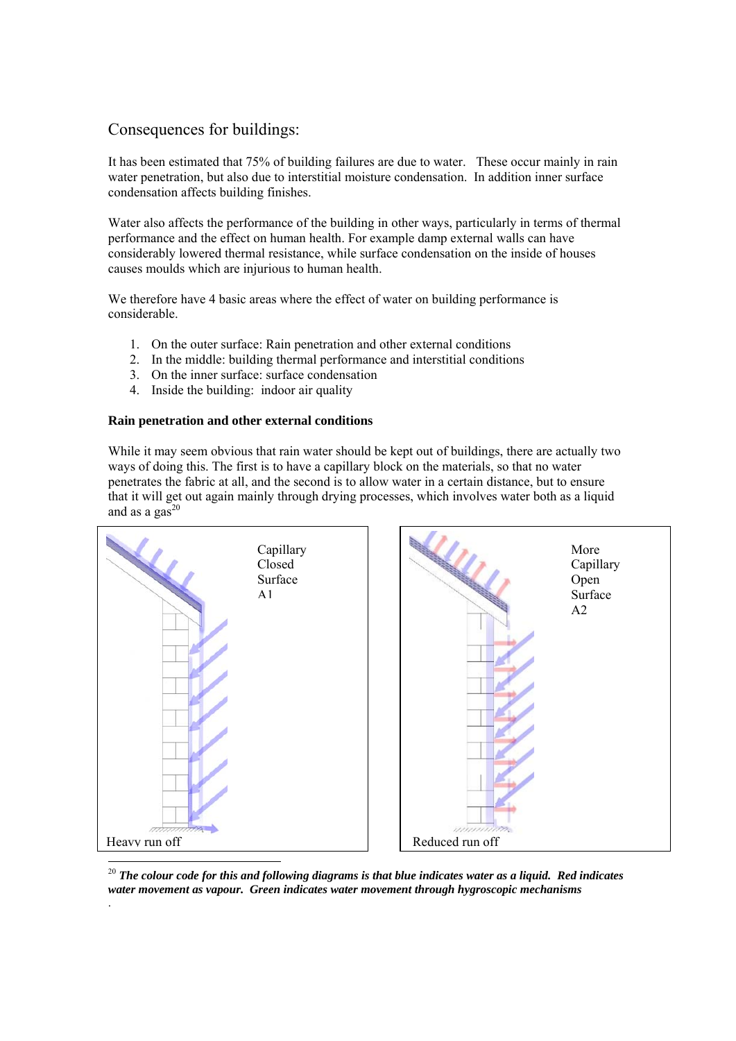## Consequences for buildings:

It has been estimated that 75% of building failures are due to water. These occur mainly in rain water penetration, but also due to interstitial moisture condensation. In addition inner surface condensation affects building finishes.

Water also affects the performance of the building in other ways, particularly in terms of thermal performance and the effect on human health. For example damp external walls can have considerably lowered thermal resistance, while surface condensation on the inside of houses causes moulds which are injurious to human health.

We therefore have 4 basic areas where the effect of water on building performance is considerable.

1. On the outer surface: Rain penetration and other external conditions
2. In the middle: building thermal performance and interstitial conditions
3. On the inner surface: surface condensation
4. Inside the building: indoor air quality

**Rain penetration and other external conditions**

While it may seem obvious that rain water should be kept out of buildings, there are actually two ways of doing this. The first is to have a capillary block on the materials, so that no water penetrates the fabric at all, and the second is to allow water in a certain distance, but to ensure that it will get out again mainly through drying processes, which involves water both as a liquid and as a gas[20]

Capillary Closed Surface A1

Heavy run off

More Capillary Open Surface A2

Reduced run off

[20] ***The colour code for this and following diagrams is that blue indicates water as a liquid. Red indicates water movement as vapour. Green indicates water movement through hygroscopic mechanisms***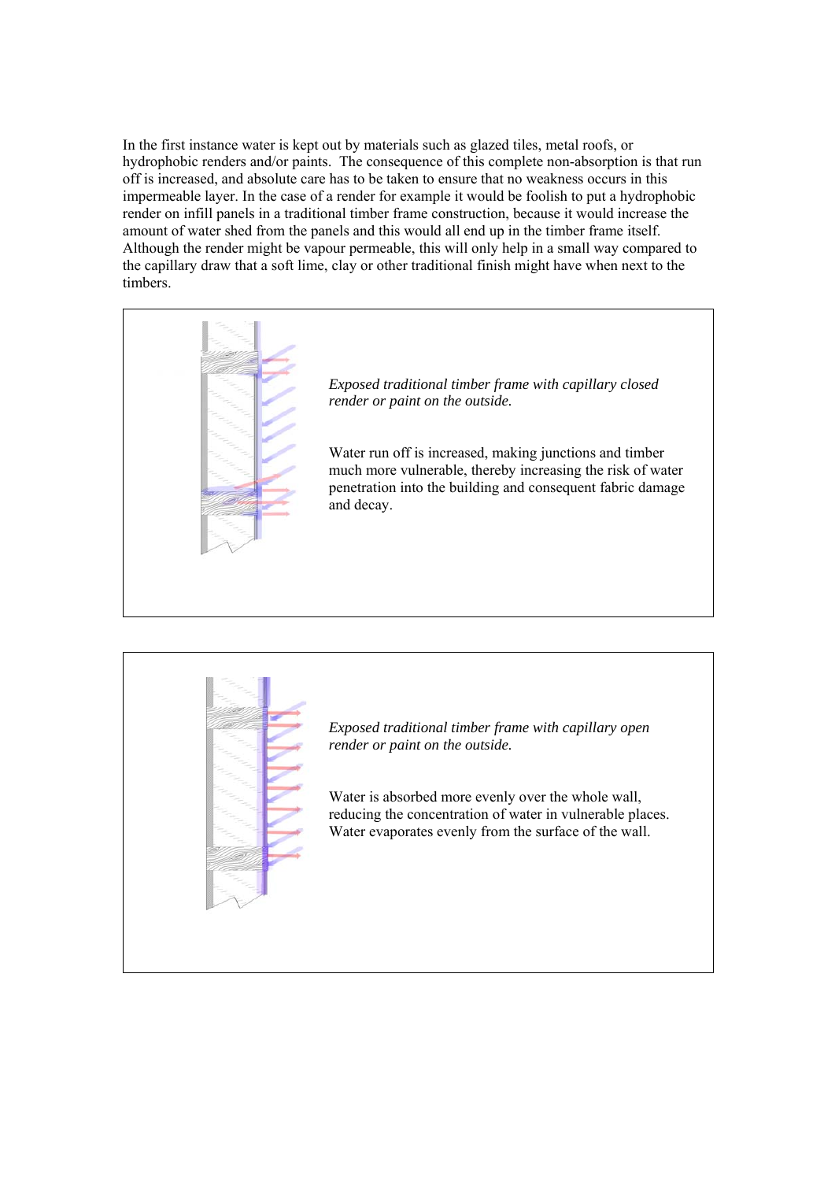In the first instance water is kept out by materials such as glazed tiles, metal roofs, or hydrophobic renders and/or paints. The consequence of this complete non-absorption is that run off is increased, and absolute care has to be taken to ensure that no weakness occurs in this impermeable layer. In the case of a render for example it would be foolish to put a hydrophobic render on infill panels in a traditional timber frame construction, because it would increase the amount of water shed from the panels and this would all end up in the timber frame itself. Although the render might be vapour permeable, this will only help in a small way compared to the capillary draw that a soft lime, clay or other traditional finish might have when next to the timbers.

*Exposed traditional timber frame with capillary closed render or paint on the outside.*

Water run off is increased, making junctions and timber much more vulnerable, thereby increasing the risk of water penetration into the building and consequent fabric damage and decay.

*Exposed traditional timber frame with capillary open render or paint on the outside.*

Water is absorbed more evenly over the whole wall, reducing the concentration of water in vulnerable places. Water evaporates evenly from the surface of the wall.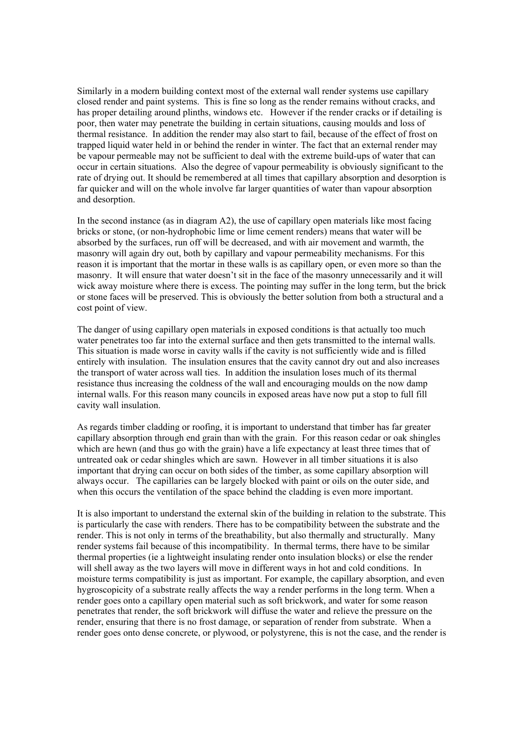Similarly in a modern building context most of the external wall render systems use capillary closed render and paint systems. This is fine so long as the render remains without cracks, and has proper detailing around plinths, windows etc. However if the render cracks or if detailing is poor, then water may penetrate the building in certain situations, causing moulds and loss of thermal resistance. In addition the render may also start to fail, because of the effect of frost on trapped liquid water held in or behind the render in winter. The fact that an external render may be vapour permeable may not be sufficient to deal with the extreme build-ups of water that can occur in certain situations. Also the degree of vapour permeability is obviously significant to the rate of drying out. It should be remembered at all times that capillary absorption and desorption is far quicker and will on the whole involve far larger quantities of water than vapour absorption and desorption.

In the second instance (as in diagram A2), the use of capillary open materials like most facing bricks or stone, (or non-hydrophobic lime or lime cement renders) means that water will be absorbed by the surfaces, run off will be decreased, and with air movement and warmth, the masonry will again dry out, both by capillary and vapour permeability mechanisms. For this reason it is important that the mortar in these walls is as capillary open, or even more so than the masonry. It will ensure that water doesn't sit in the face of the masonry unnecessarily and it will wick away moisture where there is excess. The pointing may suffer in the long term, but the brick or stone faces will be preserved. This is obviously the better solution from both a structural and a cost point of view.

The danger of using capillary open materials in exposed conditions is that actually too much water penetrates too far into the external surface and then gets transmitted to the internal walls. This situation is made worse in cavity walls if the cavity is not sufficiently wide and is filled entirely with insulation. The insulation ensures that the cavity cannot dry out and also increases the transport of water across wall ties. In addition the insulation loses much of its thermal resistance thus increasing the coldness of the wall and encouraging moulds on the now damp internal walls. For this reason many councils in exposed areas have now put a stop to full fill cavity wall insulation.

As regards timber cladding or roofing, it is important to understand that timber has far greater capillary absorption through end grain than with the grain. For this reason cedar or oak shingles which are hewn (and thus go with the grain) have a life expectancy at least three times that of untreated oak or cedar shingles which are sawn. However in all timber situations it is also important that drying can occur on both sides of the timber, as some capillary absorption will always occur. The capillaries can be largely blocked with paint or oils on the outer side, and when this occurs the ventilation of the space behind the cladding is even more important.

It is also important to understand the external skin of the building in relation to the substrate. This is particularly the case with renders. There has to be compatibility between the substrate and the render. This is not only in terms of the breathability, but also thermally and structurally. Many render systems fail because of this incompatibility. In thermal terms, there have to be similar thermal properties (ie a lightweight insulating render onto insulation blocks) or else the render will shell away as the two layers will move in different ways in hot and cold conditions. In moisture terms compatibility is just as important. For example, the capillary absorption, and even hygroscopicity of a substrate really affects the way a render performs in the long term. When a render goes onto a capillary open material such as soft brickwork, and water for some reason penetrates that render, the soft brickwork will diffuse the water and relieve the pressure on the render, ensuring that there is no frost damage, or separation of render from substrate. When a render goes onto dense concrete, or plywood, or polystyrene, this is not the case, and the render is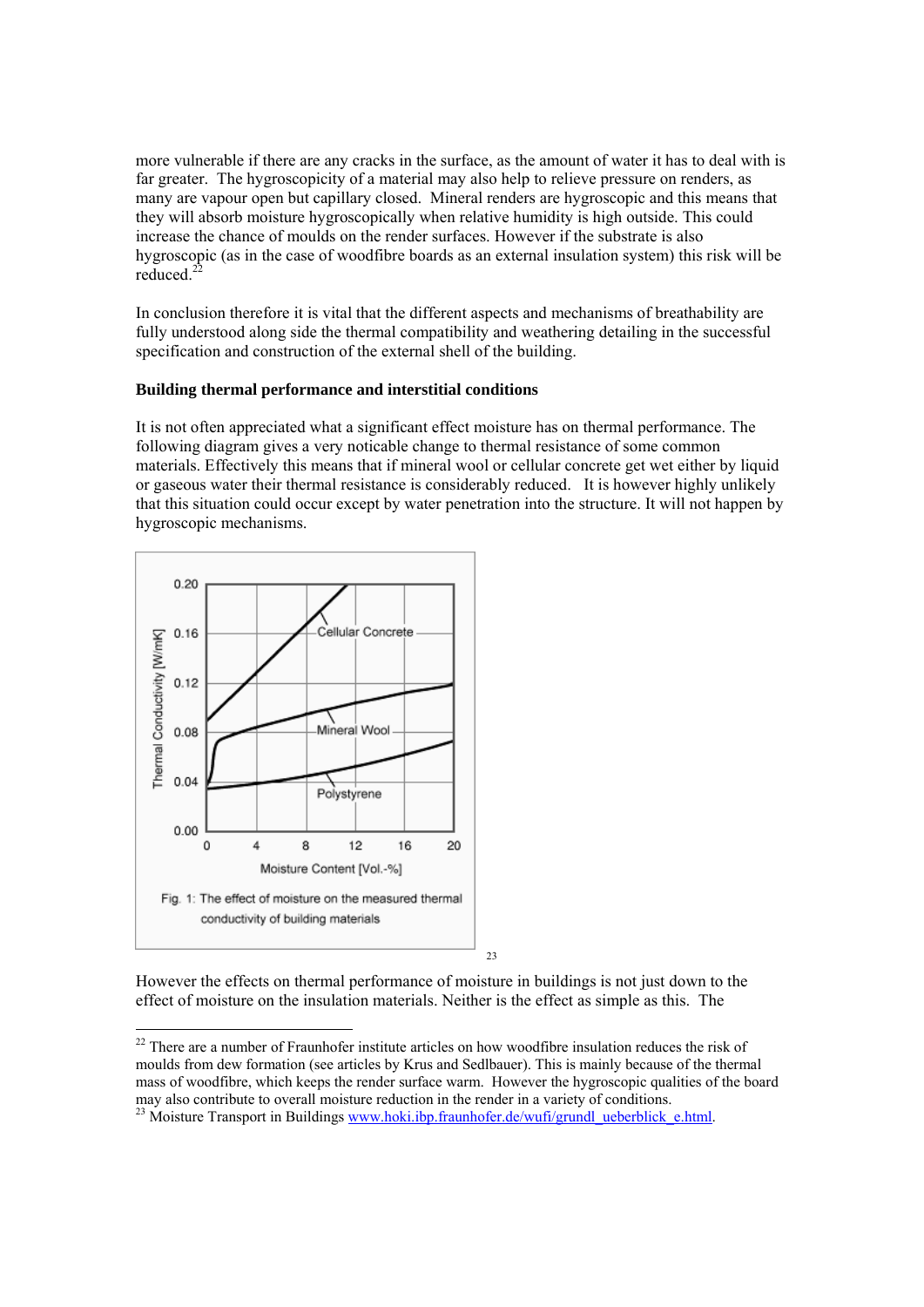more vulnerable if there are any cracks in the surface, as the amount of water it has to deal with is far greater. The hygroscopicity of a material may also help to relieve pressure on renders, as many are vapour open but capillary closed. Mineral renders are hygroscopic and this means that they will absorb moisture hygroscopically when relative humidity is high outside. This could increase the chance of moulds on the render surfaces. However if the substrate is also hygroscopic (as in the case of woodfibre boards as an external insulation system) this risk will be reduced.[22]

In conclusion therefore it is vital that the different aspects and mechanisms of breathability are fully understood along side the thermal compatibility and weathering detailing in the successful specification and construction of the external shell of the building.

**Building thermal performance and interstitial conditions**

It is not often appreciated what a significant effect moisture has on thermal performance. The following diagram gives a very noticable change to thermal resistance of some common materials. Effectively this means that if mineral wool or cellular concrete get wet either by liquid or gaseous water their thermal resistance is considerably reduced. It is however highly unlikely that this situation could occur except by water penetration into the structure. It will not happen by hygroscopic mechanisms.

Fig. 1: The effect of moisture on the measured thermal conductivity of building materials [23]

However the effects on thermal performance of moisture in buildings is not just down to the effect of moisture on the insulation materials. Neither is the effect as simple as this. The

---

[22] There are a number of Fraunhofer institute articles on how woodfibre insulation reduces the risk of moulds from dew formation (see articles by Krus and Sedlbauer). This is mainly because of the thermal mass of woodfibre, which keeps the render surface warm. However the hygroscopic qualities of the board may also contribute to overall moisture reduction in the render in a variety of conditions.

[23] Moisture Transport in Buildings www.hoki.ibp.fraunhofer.de/wufi/grundl_ueberblick_e.html.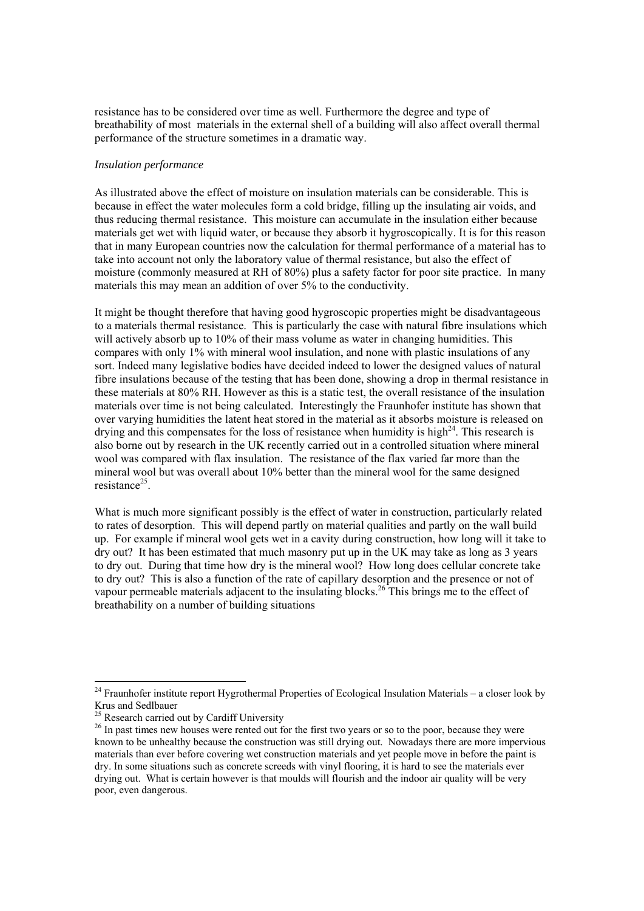resistance has to be considered over time as well. Furthermore the degree and type of breathability of most materials in the external shell of a building will also affect overall thermal performance of the structure sometimes in a dramatic way.

*Insulation performance*

As illustrated above the effect of moisture on insulation materials can be considerable. This is because in effect the water molecules form a cold bridge, filling up the insulating air voids, and thus reducing thermal resistance. This moisture can accumulate in the insulation either because materials get wet with liquid water, or because they absorb it hygroscopically. It is for this reason that in many European countries now the calculation for thermal performance of a material has to take into account not only the laboratory value of thermal resistance, but also the effect of moisture (commonly measured at RH of 80%) plus a safety factor for poor site practice. In many materials this may mean an addition of over 5% to the conductivity.

It might be thought therefore that having good hygroscopic properties might be disadvantageous to a materials thermal resistance. This is particularly the case with natural fibre insulations which will actively absorb up to 10% of their mass volume as water in changing humidities. This compares with only 1% with mineral wool insulation, and none with plastic insulations of any sort. Indeed many legislative bodies have decided indeed to lower the designed values of natural fibre insulations because of the testing that has been done, showing a drop in thermal resistance in these materials at 80% RH. However as this is a static test, the overall resistance of the insulation materials over time is not being calculated. Interestingly the Fraunhofer institute has shown that over varying humidities the latent heat stored in the material as it absorbs moisture is released on drying and this compensates for the loss of resistance when humidity is high[24]. This research is also borne out by research in the UK recently carried out in a controlled situation where mineral wool was compared with flax insulation. The resistance of the flax varied far more than the mineral wool but was overall about 10% better than the mineral wool for the same designed resistance[25].

What is much more significant possibly is the effect of water in construction, particularly related to rates of desorption. This will depend partly on material qualities and partly on the wall build up. For example if mineral wool gets wet in a cavity during construction, how long will it take to dry out? It has been estimated that much masonry put up in the UK may take as long as 3 years to dry out. During that time how dry is the mineral wool? How long does cellular concrete take to dry out? This is also a function of the rate of capillary desorption and the presence or not of vapour permeable materials adjacent to the insulating blocks.[26] This brings me to the effect of breathability on a number of building situations

---

[24] Fraunhofer institute report Hygrothermal Properties of Ecological Insulation Materials – a closer look by Krus and Sedlbauer

[25] Research carried out by Cardiff University

[26] In past times new houses were rented out for the first two years or so to the poor, because they were known to be unhealthy because the construction was still drying out. Nowadays there are more impervious materials than ever before covering wet construction materials and yet people move in before the paint is dry. In some situations such as concrete screeds with vinyl flooring, it is hard to see the materials ever drying out. What is certain however is that moulds will flourish and the indoor air quality will be very poor, even dangerous.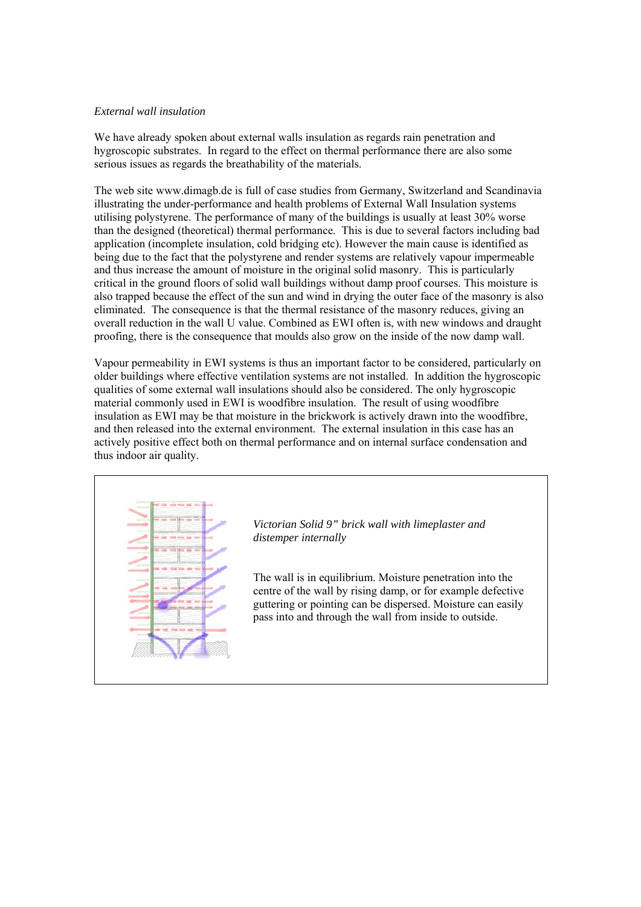*External wall insulation*

We have already spoken about external walls insulation as regards rain penetration and hygroscopic substrates. In regard to the effect on thermal performance there are also some serious issues as regards the breathability of the materials.

The web site www.dimagb.de is full of case studies from Germany, Switzerland and Scandinavia illustrating the under-performance and health problems of External Wall Insulation systems utilising polystyrene. The performance of many of the buildings is usually at least 30% worse than the designed (theoretical) thermal performance. This is due to several factors including bad application (incomplete insulation, cold bridging etc). However the main cause is identified as being due to the fact that the polystyrene and render systems are relatively vapour impermeable and thus increase the amount of moisture in the original solid masonry. This is particularly critical in the ground floors of solid wall buildings without damp proof courses. This moisture is also trapped because the effect of the sun and wind in drying the outer face of the masonry is also eliminated. The consequence is that the thermal resistance of the masonry reduces, giving an overall reduction in the wall U value. Combined as EWI often is, with new windows and draught proofing, there is the consequence that moulds also grow on the inside of the now damp wall.

Vapour permeability in EWI systems is thus an important factor to be considered, particularly on older buildings where effective ventilation systems are not installed. In addition the hygroscopic qualities of some external wall insulations should also be considered. The only hygroscopic material commonly used in EWI is woodfibre insulation. The result of using woodfibre insulation as EWI may be that moisture in the brickwork is actively drawn into the woodfibre, and then released into the external environment. The external insulation in this case has an actively positive effect both on thermal performance and on internal surface condensation and thus indoor air quality.

*Victorian Solid 9" brick wall with limeplaster and distemper internally*

The wall is in equilibrium. Moisture penetration into the centre of the wall by rising damp, or for example defective guttering or pointing can be dispersed. Moisture can easily pass into and through the wall from inside to outside.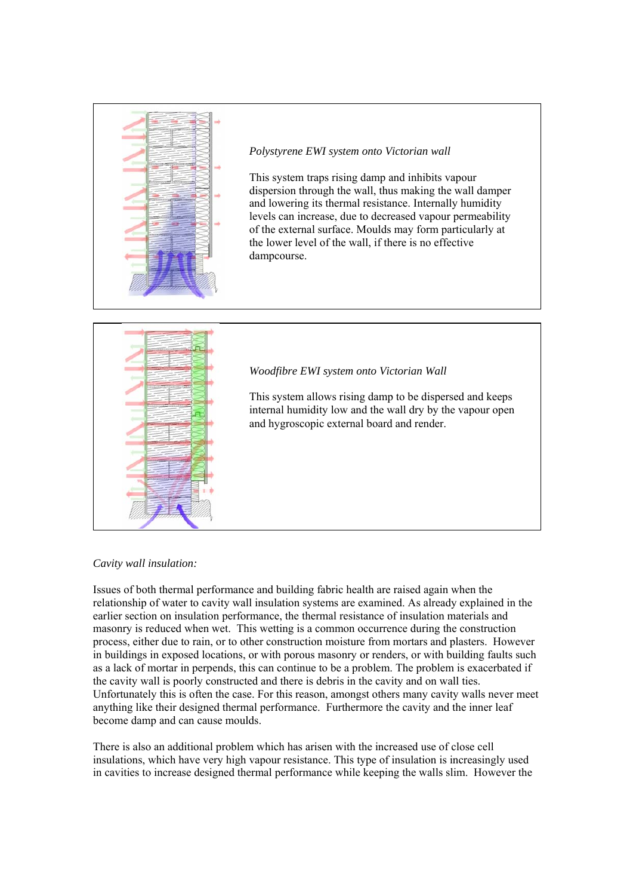*Polystyrene EWI system onto Victorian wall*

This system traps rising damp and inhibits vapour dispersion through the wall, thus making the wall damper and lowering its thermal resistance. Internally humidity levels can increase, due to decreased vapour permeability of the external surface. Moulds may form particularly at the lower level of the wall, if there is no effective dampcourse.

*Woodfibre EWI system onto Victorian Wall*

This system allows rising damp to be dispersed and keeps internal humidity low and the wall dry by the vapour open and hygroscopic external board and render.

*Cavity wall insulation:*

Issues of both thermal performance and building fabric health are raised again when the relationship of water to cavity wall insulation systems are examined. As already explained in the earlier section on insulation performance, the thermal resistance of insulation materials and masonry is reduced when wet. This wetting is a common occurrence during the construction process, either due to rain, or to other construction moisture from mortars and plasters. However in buildings in exposed locations, or with porous masonry or renders, or with building faults such as a lack of mortar in perpends, this can continue to be a problem. The problem is exacerbated if the cavity wall is poorly constructed and there is debris in the cavity and on wall ties. Unfortunately this is often the case. For this reason, amongst others many cavity walls never meet anything like their designed thermal performance. Furthermore the cavity and the inner leaf become damp and can cause moulds.

There is also an additional problem which has arisen with the increased use of close cell insulations, which have very high vapour resistance. This type of insulation is increasingly used in cavities to increase designed thermal performance while keeping the walls slim. However the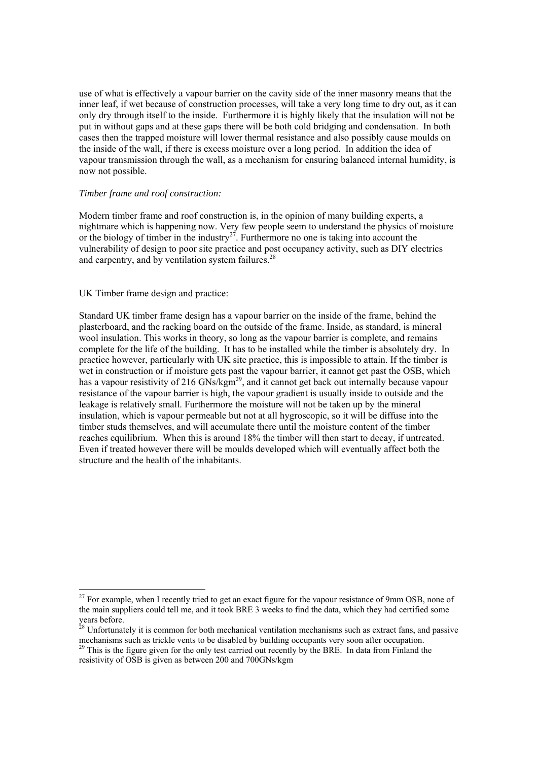use of what is effectively a vapour barrier on the cavity side of the inner masonry means that the inner leaf, if wet because of construction processes, will take a very long time to dry out, as it can only dry through itself to the inside. Furthermore it is highly likely that the insulation will not be put in without gaps and at these gaps there will be both cold bridging and condensation. In both cases then the trapped moisture will lower thermal resistance and also possibly cause moulds on the inside of the wall, if there is excess moisture over a long period. In addition the idea of vapour transmission through the wall, as a mechanism for ensuring balanced internal humidity, is now not possible.

*Timber frame and roof construction:*

Modern timber frame and roof construction is, in the opinion of many building experts, a nightmare which is happening now. Very few people seem to understand the physics of moisture or the biology of timber in the industry[27]. Furthermore no one is taking into account the vulnerability of design to poor site practice and post occupancy activity, such as DIY electrics and carpentry, and by ventilation system failures.[28]

UK Timber frame design and practice:

Standard UK timber frame design has a vapour barrier on the inside of the frame, behind the plasterboard, and the racking board on the outside of the frame. Inside, as standard, is mineral wool insulation. This works in theory, so long as the vapour barrier is complete, and remains complete for the life of the building. It has to be installed while the timber is absolutely dry. In practice however, particularly with UK site practice, this is impossible to attain. If the timber is wet in construction or if moisture gets past the vapour barrier, it cannot get past the OSB, which has a vapour resistivity of 216 GNs/kgm[29], and it cannot get back out internally because vapour resistance of the vapour barrier is high, the vapour gradient is usually inside to outside and the leakage is relatively small. Furthermore the moisture will not be taken up by the mineral insulation, which is vapour permeable but not at all hygroscopic, so it will be diffuse into the timber studs themselves, and will accumulate there until the moisture content of the timber reaches equilibrium. When this is around 18% the timber will then start to decay, if untreated. Even if treated however there will be moulds developed which will eventually affect both the structure and the health of the inhabitants.

---

[27] For example, when I recently tried to get an exact figure for the vapour resistance of 9mm OSB, none of the main suppliers could tell me, and it took BRE 3 weeks to find the data, which they had certified some years before.

[28] Unfortunately it is common for both mechanical ventilation mechanisms such as extract fans, and passive mechanisms such as trickle vents to be disabled by building occupants very soon after occupation.

[29] This is the figure given for the only test carried out recently by the BRE. In data from Finland the resistivity of OSB is given as between 200 and 700GNs/kgm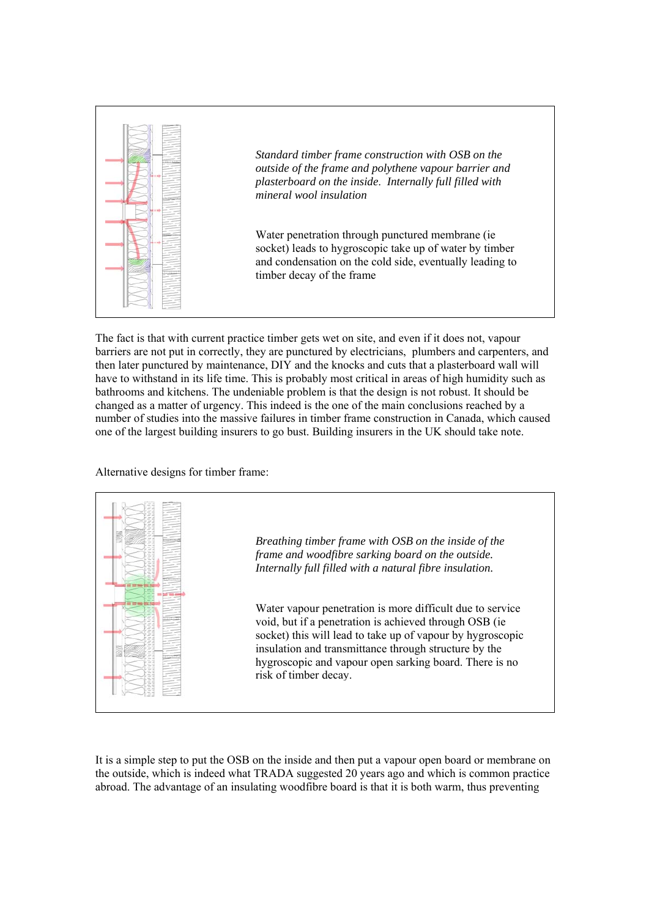*Standard timber frame construction with OSB on the outside of the frame and polythene vapour barrier and plasterboard on the inside. Internally full filled with mineral wool insulation*

Water penetration through punctured membrane (ie socket) leads to hygroscopic take up of water by timber and condensation on the cold side, eventually leading to timber decay of the frame

The fact is that with current practice timber gets wet on site, and even if it does not, vapour barriers are not put in correctly, they are punctured by electricians, plumbers and carpenters, and then later punctured by maintenance, DIY and the knocks and cuts that a plasterboard wall will have to withstand in its life time. This is probably most critical in areas of high humidity such as bathrooms and kitchens. The undeniable problem is that the design is not robust. It should be changed as a matter of urgency. This indeed is the one of the main conclusions reached by a number of studies into the massive failures in timber frame construction in Canada, which caused one of the largest building insurers to go bust. Building insurers in the UK should take note.

Alternative designs for timber frame:

*Breathing timber frame with OSB on the inside of the frame and woodfibre sarking board on the outside. Internally full filled with a natural fibre insulation.*

Water vapour penetration is more difficult due to service void, but if a penetration is achieved through OSB (ie socket) this will lead to take up of vapour by hygroscopic insulation and transmittance through structure by the hygroscopic and vapour open sarking board. There is no risk of timber decay.

It is a simple step to put the OSB on the inside and then put a vapour open board or membrane on the outside, which is indeed what TRADA suggested 20 years ago and which is common practice abroad. The advantage of an insulating woodfibre board is that it is both warm, thus preventing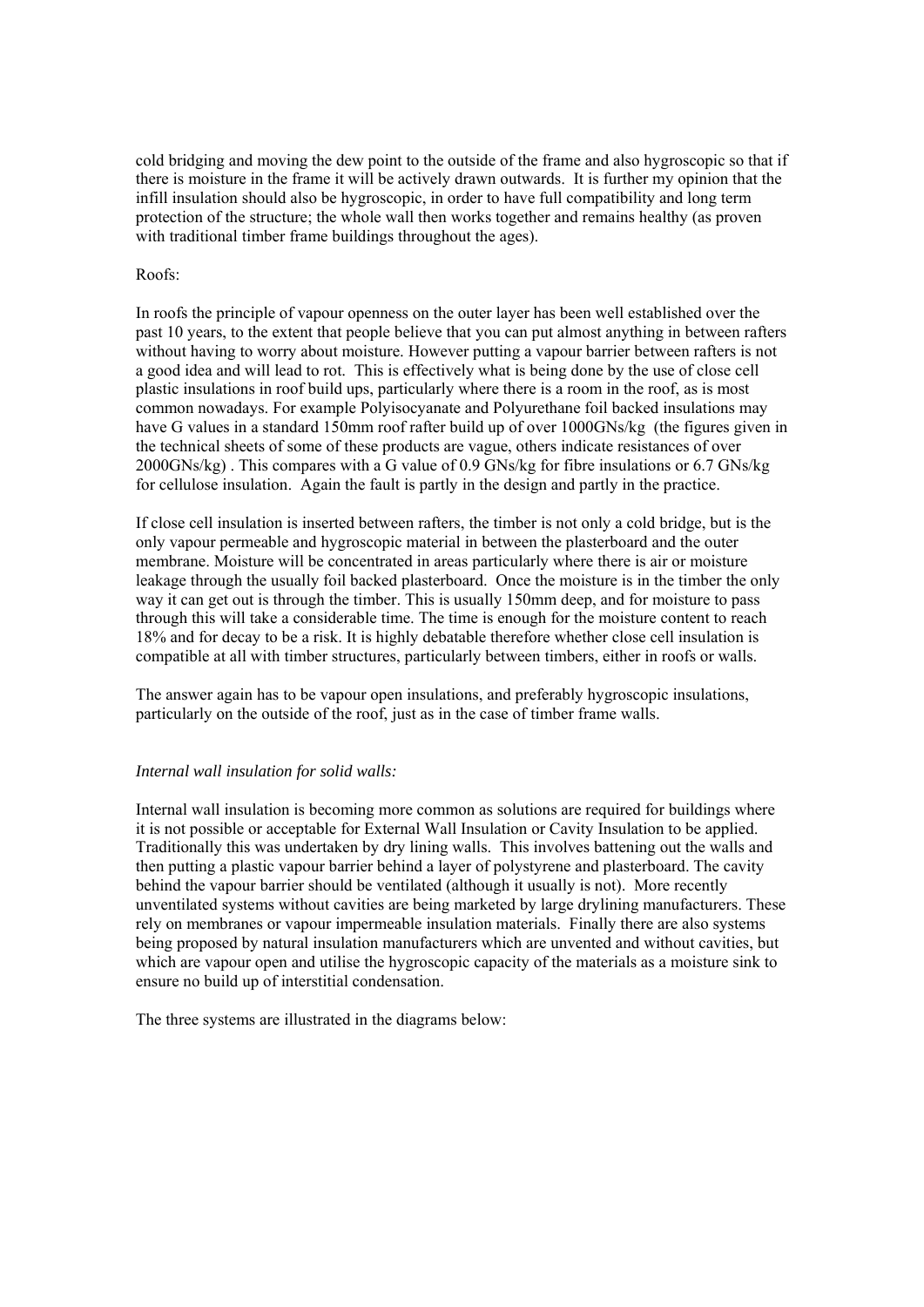cold bridging and moving the dew point to the outside of the frame and also hygroscopic so that if there is moisture in the frame it will be actively drawn outwards. It is further my opinion that the infill insulation should also be hygroscopic, in order to have full compatibility and long term protection of the structure; the whole wall then works together and remains healthy (as proven with traditional timber frame buildings throughout the ages).

Roofs:

In roofs the principle of vapour openness on the outer layer has been well established over the past 10 years, to the extent that people believe that you can put almost anything in between rafters without having to worry about moisture. However putting a vapour barrier between rafters is not a good idea and will lead to rot. This is effectively what is being done by the use of close cell plastic insulations in roof build ups, particularly where there is a room in the roof, as is most common nowadays. For example Polyisocyanate and Polyurethane foil backed insulations may have G values in a standard 150mm roof rafter build up of over 1000GNs/kg (the figures given in the technical sheets of some of these products are vague, others indicate resistances of over 2000GNs/kg) . This compares with a G value of 0.9 GNs/kg for fibre insulations or 6.7 GNs/kg for cellulose insulation. Again the fault is partly in the design and partly in the practice.

If close cell insulation is inserted between rafters, the timber is not only a cold bridge, but is the only vapour permeable and hygroscopic material in between the plasterboard and the outer membrane. Moisture will be concentrated in areas particularly where there is air or moisture leakage through the usually foil backed plasterboard. Once the moisture is in the timber the only way it can get out is through the timber. This is usually 150mm deep, and for moisture to pass through this will take a considerable time. The time is enough for the moisture content to reach 18% and for decay to be a risk. It is highly debatable therefore whether close cell insulation is compatible at all with timber structures, particularly between timbers, either in roofs or walls.

The answer again has to be vapour open insulations, and preferably hygroscopic insulations, particularly on the outside of the roof, just as in the case of timber frame walls.

*Internal wall insulation for solid walls:*

Internal wall insulation is becoming more common as solutions are required for buildings where it is not possible or acceptable for External Wall Insulation or Cavity Insulation to be applied. Traditionally this was undertaken by dry lining walls. This involves battening out the walls and then putting a plastic vapour barrier behind a layer of polystyrene and plasterboard. The cavity behind the vapour barrier should be ventilated (although it usually is not). More recently unventilated systems without cavities are being marketed by large drylining manufacturers. These rely on membranes or vapour impermeable insulation materials. Finally there are also systems being proposed by natural insulation manufacturers which are unvented and without cavities, but which are vapour open and utilise the hygroscopic capacity of the materials as a moisture sink to ensure no build up of interstitial condensation.

The three systems are illustrated in the diagrams below: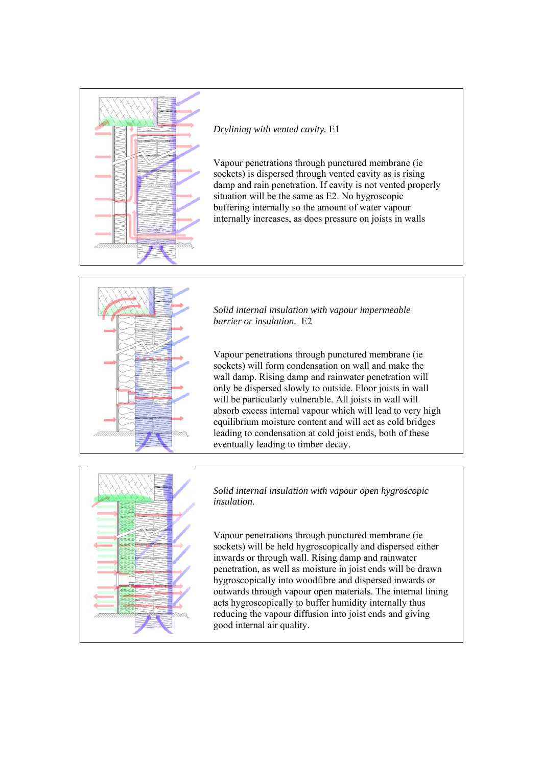*Drylining with vented cavity.* E1

Vapour penetrations through punctured membrane (ie sockets) is dispersed through vented cavity as is rising damp and rain penetration. If cavity is not vented properly situation will be the same as E2. No hygroscopic buffering internally so the amount of water vapour internally increases, as does pressure on joists in walls

*Solid internal insulation with vapour impermeable barrier or insulation.* E2

Vapour penetrations through punctured membrane (ie sockets) will form condensation on wall and make the wall damp. Rising damp and rainwater penetration will only be dispersed slowly to outside. Floor joists in wall will be particularly vulnerable. All joists in wall will absorb excess internal vapour which will lead to very high equilibrium moisture content and will act as cold bridges leading to condensation at cold joist ends, both of these eventually leading to timber decay.

*Solid internal insulation with vapour open hygroscopic insulation.*

Vapour penetrations through punctured membrane (ie sockets) will be held hygroscopically and dispersed either inwards or through wall. Rising damp and rainwater penetration, as well as moisture in joist ends will be drawn hygroscopically into woodfibre and dispersed inwards or outwards through vapour open materials. The internal lining acts hygroscopically to buffer humidity internally thus reducing the vapour diffusion into joist ends and giving good internal air quality.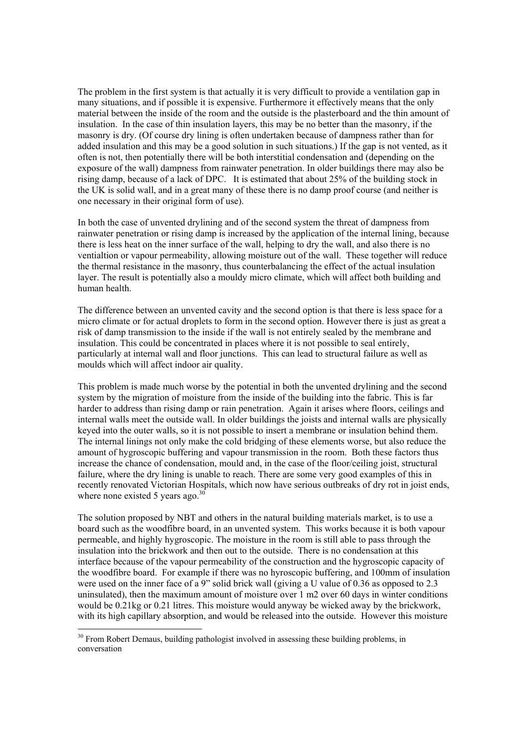The problem in the first system is that actually it is very difficult to provide a ventilation gap in many situations, and if possible it is expensive. Furthermore it effectively means that the only material between the inside of the room and the outside is the plasterboard and the thin amount of insulation. In the case of thin insulation layers, this may be no better than the masonry, if the masonry is dry. (Of course dry lining is often undertaken because of dampness rather than for added insulation and this may be a good solution in such situations.) If the gap is not vented, as it often is not, then potentially there will be both interstitial condensation and (depending on the exposure of the wall) dampness from rainwater penetration. In older buildings there may also be rising damp, because of a lack of DPC. It is estimated that about 25% of the building stock in the UK is solid wall, and in a great many of these there is no damp proof course (and neither is one necessary in their original form of use).

In both the case of unvented drylining and of the second system the threat of dampness from rainwater penetration or rising damp is increased by the application of the internal lining, because there is less heat on the inner surface of the wall, helping to dry the wall, and also there is no vientialtion or vapour permeability, allowing moisture out of the wall. These together will reduce the thermal resistance in the masonry, thus counterbalancing the effect of the actual insulation layer. The result is potentially also a mouldy micro climate, which will affect both building and human health.

The difference between an unvented cavity and the second option is that there is less space for a micro climate or for actual droplets to form in the second option. However there is just as great a risk of damp transmission to the inside if the wall is not entirely sealed by the membrane and insulation. This could be concentrated in places where it is not possible to seal entirely, particularly at internal wall and floor junctions. This can lead to structural failure as well as moulds which will affect indoor air quality.

This problem is made much worse by the potential in both the unvented drylining and the second system by the migration of moisture from the inside of the building into the fabric. This is far harder to address than rising damp or rain penetration. Again it arises where floors, ceilings and internal walls meet the outside wall. In older buildings the joists and internal walls are physically keyed into the outer walls, so it is not possible to insert a membrane or insulation behind them. The internal linings not only make the cold bridging of these elements worse, but also reduce the amount of hygroscopic buffering and vapour transmission in the room. Both these factors thus increase the chance of condensation, mould and, in the case of the floor/ceiling joist, structural failure, where the dry lining is unable to reach. There are some very good examples of this in recently renovated Victorian Hospitals, which now have serious outbreaks of dry rot in joist ends, where none existed 5 years ago.[30]

The solution proposed by NBT and others in the natural building materials market, is to use a board such as the woodfibre board, in an unvented system. This works because it is both vapour permeable, and highly hygroscopic. The moisture in the room is still able to pass through the insulation into the brickwork and then out to the outside. There is no condensation at this interface because of the vapour permeability of the construction and the hygroscopic capacity of the woodfibre board. For example if there was no hyroscopic buffering, and 100mm of insulation were used on the inner face of a 9" solid brick wall (giving a U value of 0.36 as opposed to 2.3 uninsulated), then the maximum amount of moisture over 1 m2 over 60 days in winter conditions would be 0.21kg or 0.21 litres. This moisture would anyway be wicked away by the brickwork, with its high capillary absorption, and would be released into the outside. However this moisture

[30] From Robert Demaus, building pathologist involved in assessing these building problems, in conversation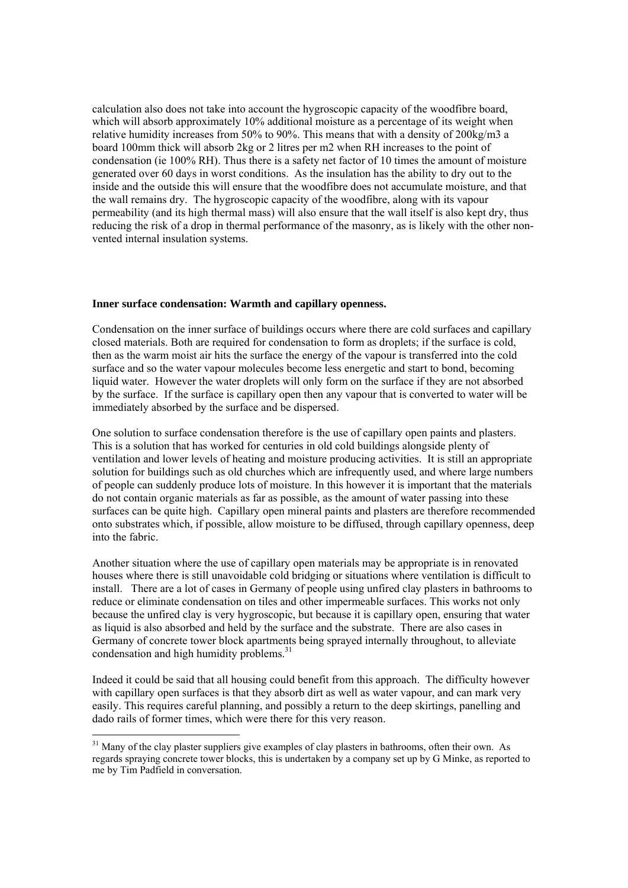calculation also does not take into account the hygroscopic capacity of the woodfibre board, which will absorb approximately 10% additional moisture as a percentage of its weight when relative humidity increases from 50% to 90%. This means that with a density of 200kg/m3 a board 100mm thick will absorb 2kg or 2 litres per m2 when RH increases to the point of condensation (ie 100% RH). Thus there is a safety net factor of 10 times the amount of moisture generated over 60 days in worst conditions. As the insulation has the ability to dry out to the inside and the outside this will ensure that the woodfibre does not accumulate moisture, and that the wall remains dry. The hygroscopic capacity of the woodfibre, along with its vapour permeability (and its high thermal mass) will also ensure that the wall itself is also kept dry, thus reducing the risk of a drop in thermal performance of the masonry, as is likely with the other non-vented internal insulation systems.

**Inner surface condensation: Warmth and capillary openness.**

Condensation on the inner surface of buildings occurs where there are cold surfaces and capillary closed materials. Both are required for condensation to form as droplets; if the surface is cold, then as the warm moist air hits the surface the energy of the vapour is transferred into the cold surface and so the water vapour molecules become less energetic and start to bond, becoming liquid water. However the water droplets will only form on the surface if they are not absorbed by the surface. If the surface is capillary open then any vapour that is converted to water will be immediately absorbed by the surface and be dispersed.

One solution to surface condensation therefore is the use of capillary open paints and plasters. This is a solution that has worked for centuries in old cold buildings alongside plenty of ventilation and lower levels of heating and moisture producing activities. It is still an appropriate solution for buildings such as old churches which are infrequently used, and where large numbers of people can suddenly produce lots of moisture. In this however it is important that the materials do not contain organic materials as far as possible, as the amount of water passing into these surfaces can be quite high. Capillary open mineral paints and plasters are therefore recommended onto substrates which, if possible, allow moisture to be diffused, through capillary openness, deep into the fabric.

Another situation where the use of capillary open materials may be appropriate is in renovated houses where there is still unavoidable cold bridging or situations where ventilation is difficult to install. There are a lot of cases in Germany of people using unfired clay plasters in bathrooms to reduce or eliminate condensation on tiles and other impermeable surfaces. This works not only because the unfired clay is very hygroscopic, but because it is capillary open, ensuring that water as liquid is also absorbed and held by the surface and the substrate. There are also cases in Germany of concrete tower block apartments being sprayed internally throughout, to alleviate condensation and high humidity problems.[31]

Indeed it could be said that all housing could benefit from this approach. The difficulty however with capillary open surfaces is that they absorb dirt as well as water vapour, and can mark very easily. This requires careful planning, and possibly a return to the deep skirtings, panelling and dado rails of former times, which were there for this very reason.

[31] Many of the clay plaster suppliers give examples of clay plasters in bathrooms, often their own. As regards spraying concrete tower blocks, this is undertaken by a company set up by G Minke, as reported to me by Tim Padfield in conversation.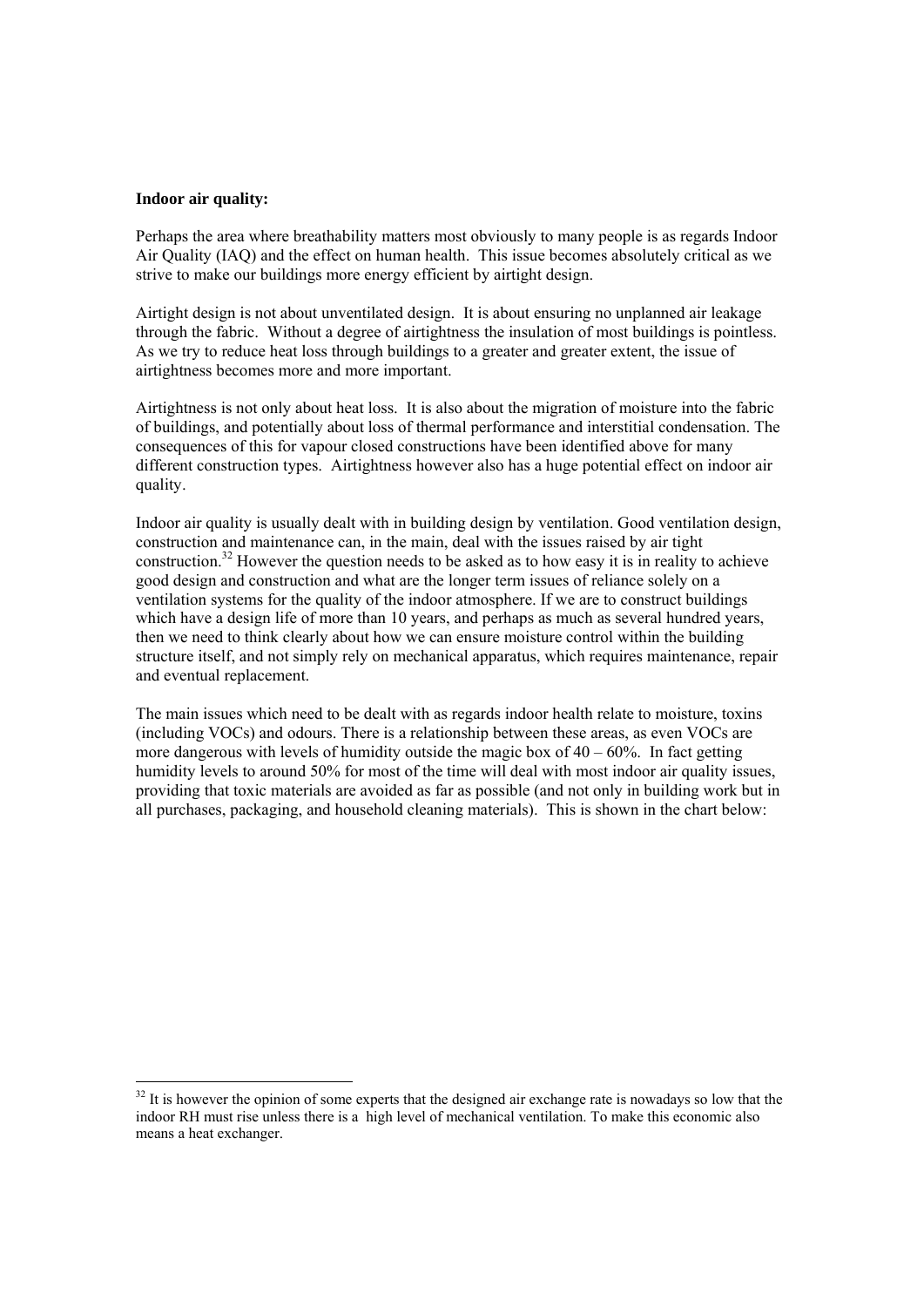**Indoor air quality:**

Perhaps the area where breathability matters most obviously to many people is as regards Indoor Air Quality (IAQ) and the effect on human health. This issue becomes absolutely critical as we strive to make our buildings more energy efficient by airtight design.

Airtight design is not about unventilated design. It is about ensuring no unplanned air leakage through the fabric. Without a degree of airtightness the insulation of most buildings is pointless. As we try to reduce heat loss through buildings to a greater and greater extent, the issue of airtightness becomes more and more important.

Airtightness is not only about heat loss. It is also about the migration of moisture into the fabric of buildings, and potentially about loss of thermal performance and interstitial condensation. The consequences of this for vapour closed constructions have been identified above for many different construction types. Airtightness however also has a huge potential effect on indoor air quality.

Indoor air quality is usually dealt with in building design by ventilation. Good ventilation design, construction and maintenance can, in the main, deal with the issues raised by air tight construction.[32] However the question needs to be asked as to how easy it is in reality to achieve good design and construction and what are the longer term issues of reliance solely on a ventilation systems for the quality of the indoor atmosphere. If we are to construct buildings which have a design life of more than 10 years, and perhaps as much as several hundred years, then we need to think clearly about how we can ensure moisture control within the building structure itself, and not simply rely on mechanical apparatus, which requires maintenance, repair and eventual replacement.

The main issues which need to be dealt with as regards indoor health relate to moisture, toxins (including VOCs) and odours. There is a relationship between these areas, as even VOCs are more dangerous with levels of humidity outside the magic box of 40 – 60%. In fact getting humidity levels to around 50% for most of the time will deal with most indoor air quality issues, providing that toxic materials are avoided as far as possible (and not only in building work but in all purchases, packaging, and household cleaning materials). This is shown in the chart below:

---

[32] It is however the opinion of some experts that the designed air exchange rate is nowadays so low that the indoor RH must rise unless there is a high level of mechanical ventilation. To make this economic also means a heat exchanger.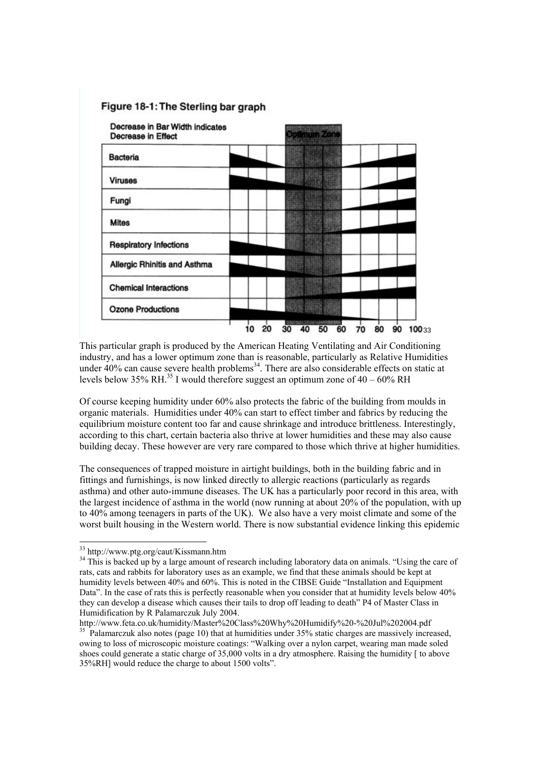**Figure 18-1: The Sterling bar graph**

Decrease in Bar Width indicates Decrease in Effect

Optimum Zone

Bacteria

Viruses

Fungi

Mites

Respiratory Infections

Allergic Rhinitis and Asthma

Chemical Interactions

Ozone Productions

10 20 30 40 50 60 70 80 90 100[33]

This particular graph is produced by the American Heating Ventilating and Air Conditioning industry, and has a lower optimum zone than is reasonable, particularly as Relative Humidities under 40% can cause severe health problems[34]. There are also considerable effects on static at levels below 35% RH.[35] I would therefore suggest an optimum zone of 40 – 60% RH

Of course keeping humidity under 60% also protects the fabric of the building from moulds in organic materials. Humidities under 40% can start to effect timber and fabrics by reducing the equilibrium moisture content too far and cause shrinkage and introduce brittleness. Interestingly, according to this chart, certain bacteria also thrive at lower humidities and these may also cause building decay. These however are very rare compared to those which thrive at higher humidities.

The consequences of trapped moisture in airtight buildings, both in the building fabric and in fittings and furnishings, is now linked directly to allergic reactions (particularly as regards asthma) and other auto-immune diseases. The UK has a particularly poor record in this area, with the largest incidence of asthma in the world (now running at about 20% of the population, with up to 40% among teenagers in parts of the UK). We also have a very moist climate and some of the worst built housing in the Western world. There is now substantial evidence linking this epidemic

---

[33] http://www.ptg.org/caut/Kissmann.htm

[34] This is backed up by a large amount of research including laboratory data on animals. "Using the care of rats, cats and rabbits for laboratory uses as an example, we find that these animals should be kept at humidity levels between 40% and 60%. This is noted in the CIBSE Guide "Installation and Equipment Data". In the case of rats this is perfectly reasonable when you consider that at humidity levels below 40% they can develop a disease which causes their tails to drop off leading to death" P4 of Master Class in Humidification by R Palamarczuk July 2004.
http://www.feta.co.uk/humidity/Master%20Class%20Why%20Humidify%20-%20Jul%202004.pdf

[35] Palamarczuk also notes (page 10) that at humidities under 35% static charges are massively increased, owing to loss of microscopic moisture coatings: "Walking over a nylon carpet, wearing man made soled shoes could generate a static charge of 35,000 volts in a dry atmosphere. Raising the humidity [ to above 35%RH] would reduce the charge to about 1500 volts".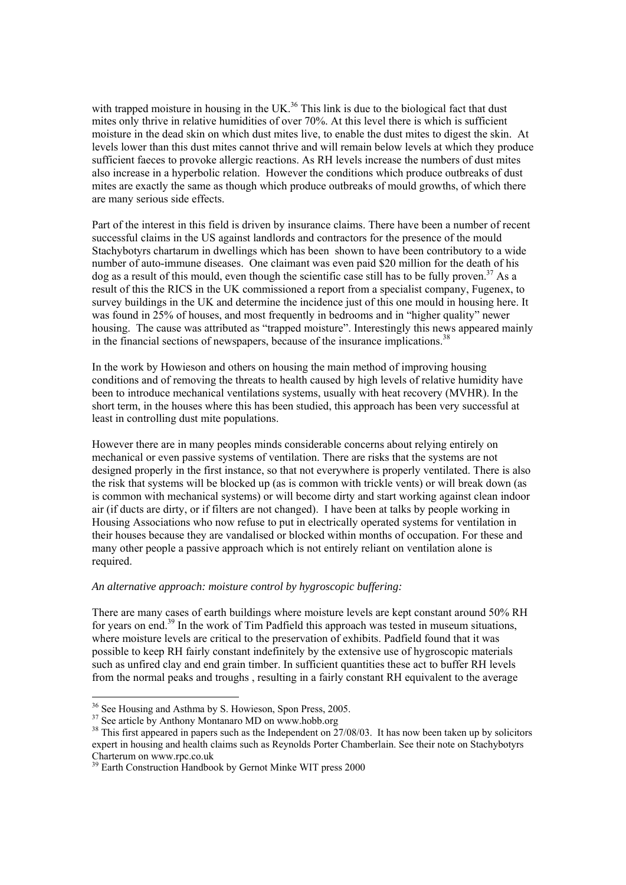with trapped moisture in housing in the UK.[36] This link is due to the biological fact that dust mites only thrive in relative humidities of over 70%. At this level there is which is sufficient moisture in the dead skin on which dust mites live, to enable the dust mites to digest the skin. At levels lower than this dust mites cannot thrive and will remain below levels at which they produce sufficient faeces to provoke allergic reactions. As RH levels increase the numbers of dust mites also increase in a hyperbolic relation. However the conditions which produce outbreaks of dust mites are exactly the same as though which produce outbreaks of mould growths, of which there are many serious side effects.

Part of the interest in this field is driven by insurance claims. There have been a number of recent successful claims in the US against landlords and contractors for the presence of the mould Stachybotyrs chartarum in dwellings which has been shown to have been contributory to a wide number of auto-immune diseases. One claimant was even paid \$20 million for the death of his dog as a result of this mould, even though the scientific case still has to be fully proven.[37] As a result of this the RICS in the UK commissioned a report from a specialist company, Fugenex, to survey buildings in the UK and determine the incidence just of this one mould in housing here. It was found in 25% of houses, and most frequently in bedrooms and in "higher quality" newer housing. The cause was attributed as "trapped moisture". Interestingly this news appeared mainly in the financial sections of newspapers, because of the insurance implications.[38]

In the work by Howieson and others on housing the main method of improving housing conditions and of removing the threats to health caused by high levels of relative humidity have been to introduce mechanical ventilations systems, usually with heat recovery (MVHR). In the short term, in the houses where this has been studied, this approach has been very successful at least in controlling dust mite populations.

However there are in many peoples minds considerable concerns about relying entirely on mechanical or even passive systems of ventilation. There are risks that the systems are not designed properly in the first instance, so that not everywhere is properly ventilated. There is also the risk that systems will be blocked up (as is common with trickle vents) or will break down (as is common with mechanical systems) or will become dirty and start working against clean indoor air (if ducts are dirty, or if filters are not changed). I have been at talks by people working in Housing Associations who now refuse to put in electrically operated systems for ventilation in their houses because they are vandalised or blocked within months of occupation. For these and many other people a passive approach which is not entirely reliant on ventilation alone is required.

*An alternative approach: moisture control by hygroscopic buffering:*

There are many cases of earth buildings where moisture levels are kept constant around 50% RH for years on end.[39] In the work of Tim Padfield this approach was tested in museum situations, where moisture levels are critical to the preservation of exhibits. Padfield found that it was possible to keep RH fairly constant indefinitely by the extensive use of hygroscopic materials such as unfired clay and end grain timber. In sufficient quantities these act to buffer RH levels from the normal peaks and troughs , resulting in a fairly constant RH equivalent to the average

---

[36] See Housing and Asthma by S. Howieson, Spon Press, 2005.

[37] See article by Anthony Montanaro MD on www.hobb.org

[38] This first appeared in papers such as the Independent on 27/08/03. It has now been taken up by solicitors expert in housing and health claims such as Reynolds Porter Chamberlain. See their note on Stachybotyrs Charterum on www.rpc.co.uk

[39] Earth Construction Handbook by Gernot Minke WIT press 2000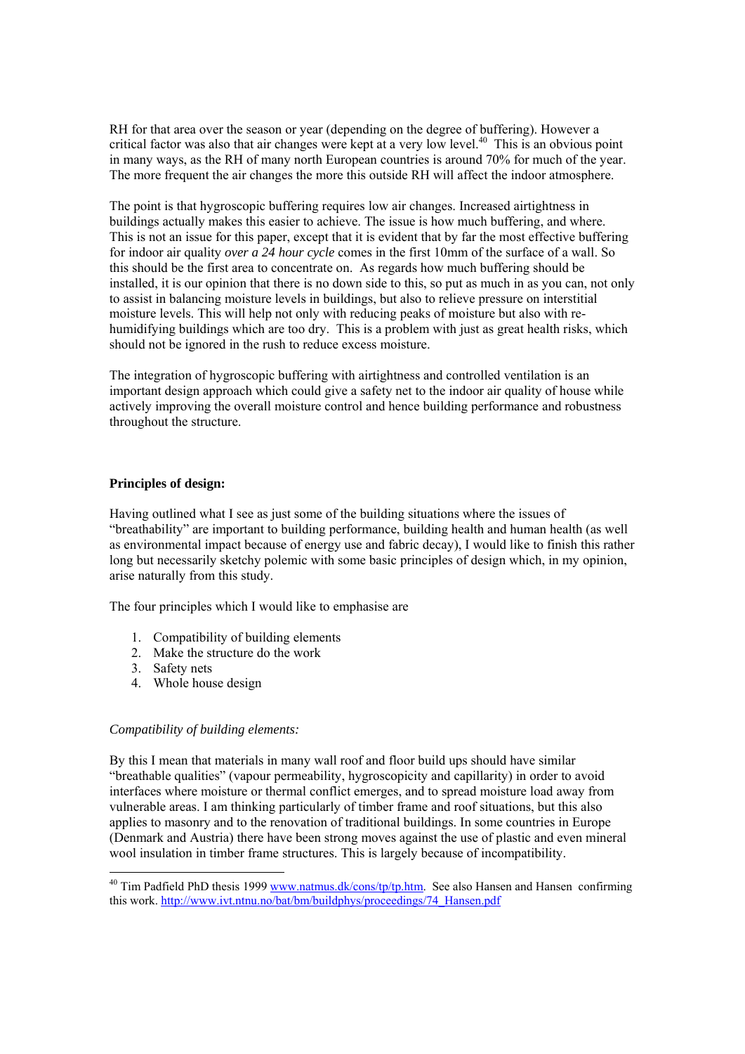RH for that area over the season or year (depending on the degree of buffering). However a critical factor was also that air changes were kept at a very low level.[40] This is an obvious point in many ways, as the RH of many north European countries is around 70% for much of the year. The more frequent the air changes the more this outside RH will affect the indoor atmosphere.

The point is that hygroscopic buffering requires low air changes. Increased airtightness in buildings actually makes this easier to achieve. The issue is how much buffering, and where. This is not an issue for this paper, except that it is evident that by far the most effective buffering for indoor air quality *over a 24 hour cycle* comes in the first 10mm of the surface of a wall. So this should be the first area to concentrate on. As regards how much buffering should be installed, it is our opinion that there is no down side to this, so put as much in as you can, not only to assist in balancing moisture levels in buildings, but also to relieve pressure on interstitial moisture levels. This will help not only with reducing peaks of moisture but also with re-humidifying buildings which are too dry. This is a problem with just as great health risks, which should not be ignored in the rush to reduce excess moisture.

The integration of hygroscopic buffering with airtightness and controlled ventilation is an important design approach which could give a safety net to the indoor air quality of house while actively improving the overall moisture control and hence building performance and robustness throughout the structure.

**Principles of design:**

Having outlined what I see as just some of the building situations where the issues of "breathability" are important to building performance, building health and human health (as well as environmental impact because of energy use and fabric decay), I would like to finish this rather long but necessarily sketchy polemic with some basic principles of design which, in my opinion, arise naturally from this study.

The four principles which I would like to emphasise are

1. Compatibility of building elements
2. Make the structure do the work
3. Safety nets
4. Whole house design

*Compatibility of building elements:*

By this I mean that materials in many wall roof and floor build ups should have similar "breathable qualities" (vapour permeability, hygroscopicity and capillarity) in order to avoid interfaces where moisture or thermal conflict emerges, and to spread moisture load away from vulnerable areas. I am thinking particularly of timber frame and roof situations, but this also applies to masonry and to the renovation of traditional buildings. In some countries in Europe (Denmark and Austria) there have been strong moves against the use of plastic and even mineral wool insulation in timber frame structures. This is largely because of incompatibility.

---

[40] Tim Padfield PhD thesis 1999 www.natmus.dk/cons/tp/tp.htm. See also Hansen and Hansen confirming this work. http://www.ivt.ntnu.no/bat/bm/buildphys/proceedings/74_Hansen.pdf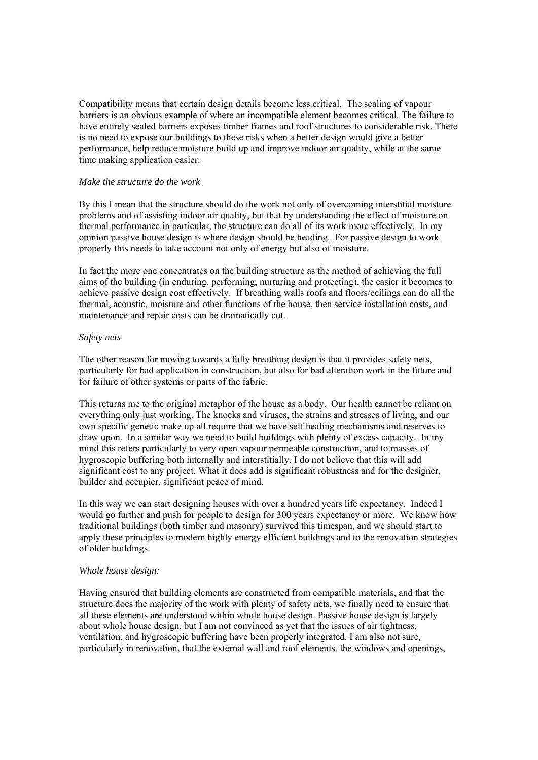Compatibility means that certain design details become less critical. The sealing of vapour barriers is an obvious example of where an incompatible element becomes critical. The failure to have entirely sealed barriers exposes timber frames and roof structures to considerable risk. There is no need to expose our buildings to these risks when a better design would give a better performance, help reduce moisture build up and improve indoor air quality, while at the same time making application easier.

*Make the structure do the work*

By this I mean that the structure should do the work not only of overcoming interstitial moisture problems and of assisting indoor air quality, but that by understanding the effect of moisture on thermal performance in particular, the structure can do all of its work more effectively. In my opinion passive house design is where design should be heading. For passive design to work properly this needs to take account not only of energy but also of moisture.

In fact the more one concentrates on the building structure as the method of achieving the full aims of the building (in enduring, performing, nurturing and protecting), the easier it becomes to achieve passive design cost effectively. If breathing walls roofs and floors/ceilings can do all the thermal, acoustic, moisture and other functions of the house, then service installation costs, and maintenance and repair costs can be dramatically cut.

*Safety nets*

The other reason for moving towards a fully breathing design is that it provides safety nets, particularly for bad application in construction, but also for bad alteration work in the future and for failure of other systems or parts of the fabric.

This returns me to the original metaphor of the house as a body. Our health cannot be reliant on everything only just working. The knocks and viruses, the strains and stresses of living, and our own specific genetic make up all require that we have self healing mechanisms and reserves to draw upon. In a similar way we need to build buildings with plenty of excess capacity. In my mind this refers particularly to very open vapour permeable construction, and to masses of hygroscopic buffering both internally and interstitially. I do not believe that this will add significant cost to any project. What it does add is significant robustness and for the designer, builder and occupier, significant peace of mind.

In this way we can start designing houses with over a hundred years life expectancy. Indeed I would go further and push for people to design for 300 years expectancy or more. We know how traditional buildings (both timber and masonry) survived this timespan, and we should start to apply these principles to modern highly energy efficient buildings and to the renovation strategies of older buildings.

*Whole house design:*

Having ensured that building elements are constructed from compatible materials, and that the structure does the majority of the work with plenty of safety nets, we finally need to ensure that all these elements are understood within whole house design. Passive house design is largely about whole house design, but I am not convinced as yet that the issues of air tightness, ventilation, and hygroscopic buffering have been properly integrated. I am also not sure, particularly in renovation, that the external wall and roof elements, the windows and openings,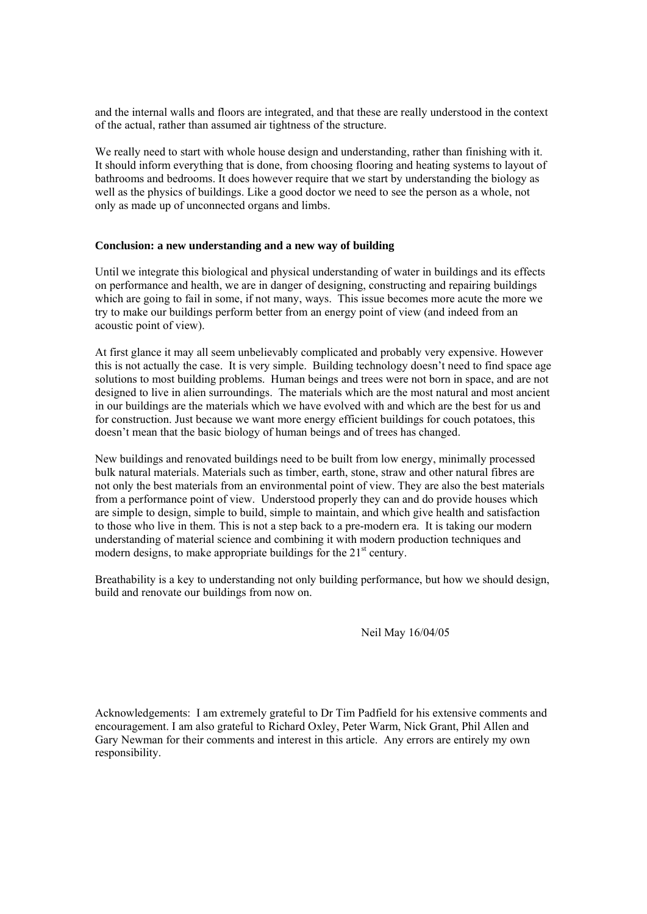and the internal walls and floors are integrated, and that these are really understood in the context of the actual, rather than assumed air tightness of the structure.

We really need to start with whole house design and understanding, rather than finishing with it. It should inform everything that is done, from choosing flooring and heating systems to layout of bathrooms and bedrooms. It does however require that we start by understanding the biology as well as the physics of buildings. Like a good doctor we need to see the person as a whole, not only as made up of unconnected organs and limbs.

**Conclusion: a new understanding and a new way of building**

Until we integrate this biological and physical understanding of water in buildings and its effects on performance and health, we are in danger of designing, constructing and repairing buildings which are going to fail in some, if not many, ways. This issue becomes more acute the more we try to make our buildings perform better from an energy point of view (and indeed from an acoustic point of view).

At first glance it may all seem unbelievably complicated and probably very expensive. However this is not actually the case. It is very simple. Building technology doesn't need to find space age solutions to most building problems. Human beings and trees were not born in space, and are not designed to live in alien surroundings. The materials which are the most natural and most ancient in our buildings are the materials which we have evolved with and which are the best for us and for construction. Just because we want more energy efficient buildings for couch potatoes, this doesn't mean that the basic biology of human beings and of trees has changed.

New buildings and renovated buildings need to be built from low energy, minimally processed bulk natural materials. Materials such as timber, earth, stone, straw and other natural fibres are not only the best materials from an environmental point of view. They are also the best materials from a performance point of view. Understood properly they can and do provide houses which are simple to design, simple to build, simple to maintain, and which give health and satisfaction to those who live in them. This is not a step back to a pre-modern era. It is taking our modern understanding of material science and combining it with modern production techniques and modern designs, to make appropriate buildings for the 21st century.

Breathability is a key to understanding not only building performance, but how we should design, build and renovate our buildings from now on.

Neil May 16/04/05

Acknowledgements: I am extremely grateful to Dr Tim Padfield for his extensive comments and encouragement. I am also grateful to Richard Oxley, Peter Warm, Nick Grant, Phil Allen and Gary Newman for their comments and interest in this article. Any errors are entirely my own responsibility.